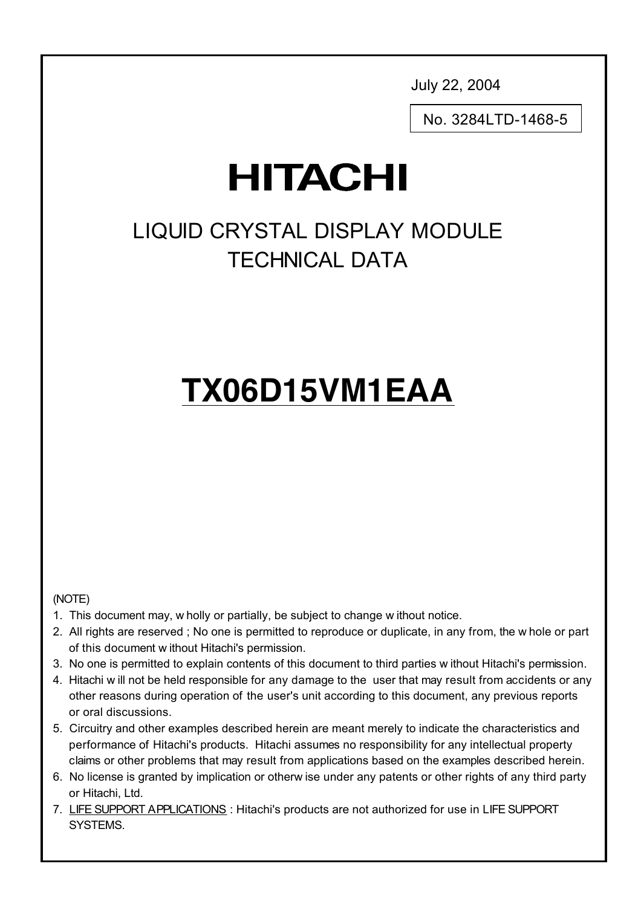July 22, 2004

No. 3284LTD-1468-5

# HITACHI

## LIQUID CRYSTAL DISPLAY MODULE TECHNICAL DATA

# TX06D15VM1EAA

(NOTE)

1. This document may, wholly or partially, be subject to change without notice.
2. All rights are reserved ; No one is permitted to reproduce or duplicate, in any from, the whole or part of this document without Hitachi's permission.
3. No one is permitted to explain contents of this document to third parties without Hitachi's permission.
4. Hitachi will not be held responsible for any damage to the user that may result from accidents or any other reasons during operation of the user's unit according to this document, any previous reports or oral discussions.
5. Circuitry and other examples described herein are meant merely to indicate the characteristics and performance of Hitachi's products. Hitachi assumes no responsibility for any intellectual property claims or other problems that may result from applications based on the examples described herein.
6. No license is granted by implication or otherwise under any patents or other rights of any third party or Hitachi, Ltd.
7. LIFE SUPPORT APPLICATIONS : Hitachi's products are not authorized for use in LIFE SUPPORT SYSTEMS.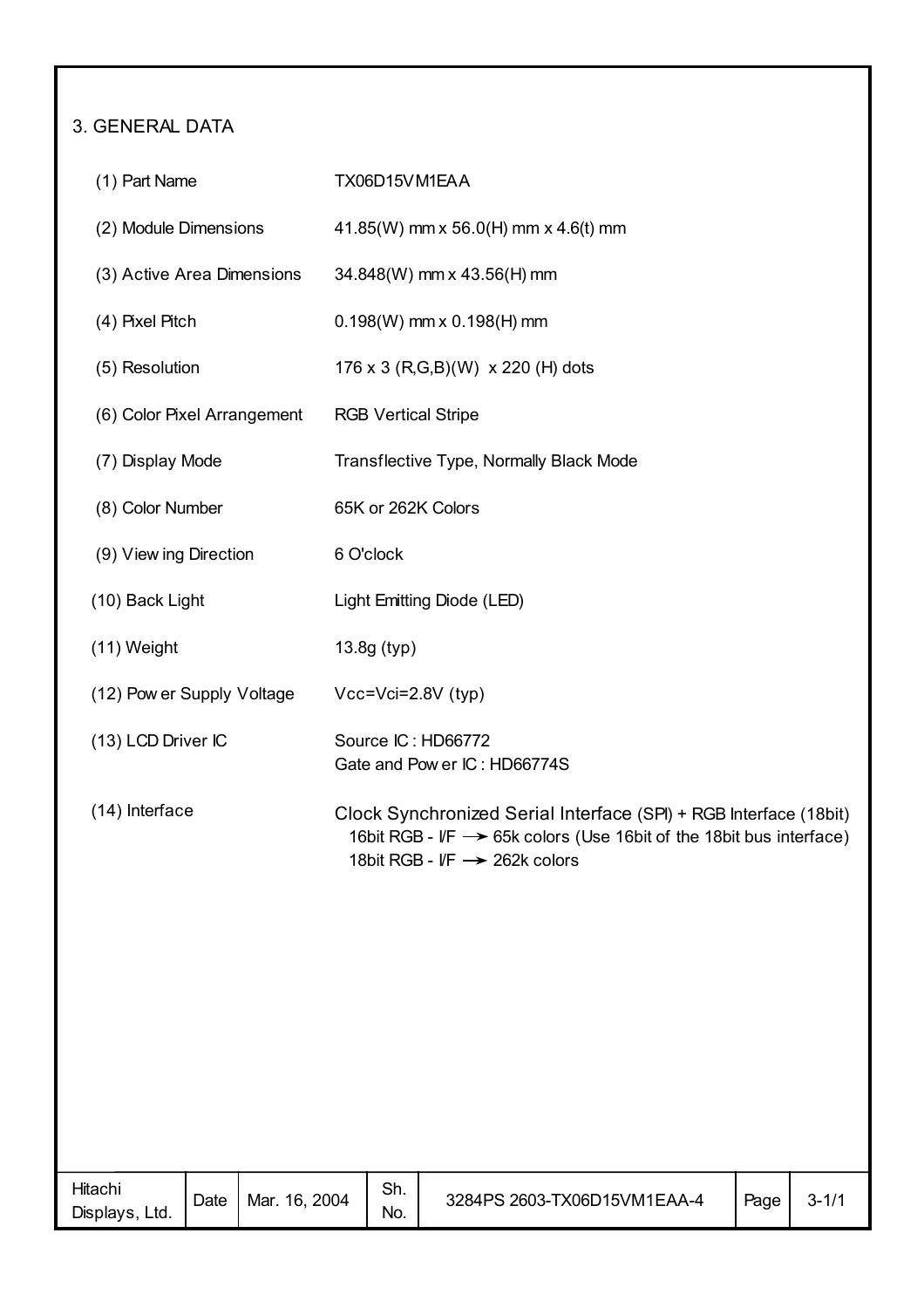## 3. GENERAL DATA

| | |
|---|---|
| (1) Part Name | TX06D15VM1EAA |
| (2) Module Dimensions | 41.85(W) mm x 56.0(H) mm x 4.6(t) mm |
| (3) Active Area Dimensions | 34.848(W) mm x 43.56(H) mm |
| (4) Pixel Pitch | 0.198(W) mm x 0.198(H) mm |
| (5) Resolution | 176 x 3 (R,G,B)(W) x 220 (H) dots |
| (6) Color Pixel Arrangement | RGB Vertical Stripe |
| (7) Display Mode | Transflective Type, Normally Black Mode |
| (8) Color Number | 65K or 262K Colors |
| (9) Viewing Direction | 6 O'clock |
| (10) Back Light | Light Emitting Diode (LED) |
| (11) Weight | 13.8g (typ) |
| (12) Power Supply Voltage | Vcc=Vci=2.8V (typ) |
| (13) LCD Driver IC | Source IC : HD66772<br>Gate and Power IC : HD66774S |
| (14) Interface | Clock Synchronized Serial Interface (SPI) + RGB Interface (18bit)<br>16bit RGB - I/F → 65k colors (Use 16bit of the 18bit bus interface)<br>18bit RGB - I/F → 262k colors |

| Hitachi Displays, Ltd. | Date | Mar. 16, 2004 | Sh. No. | 3284PS 2603-TX06D15VM1EAA-4 | Page | 3-1/1 |
|---|---|---|---|---|---|---|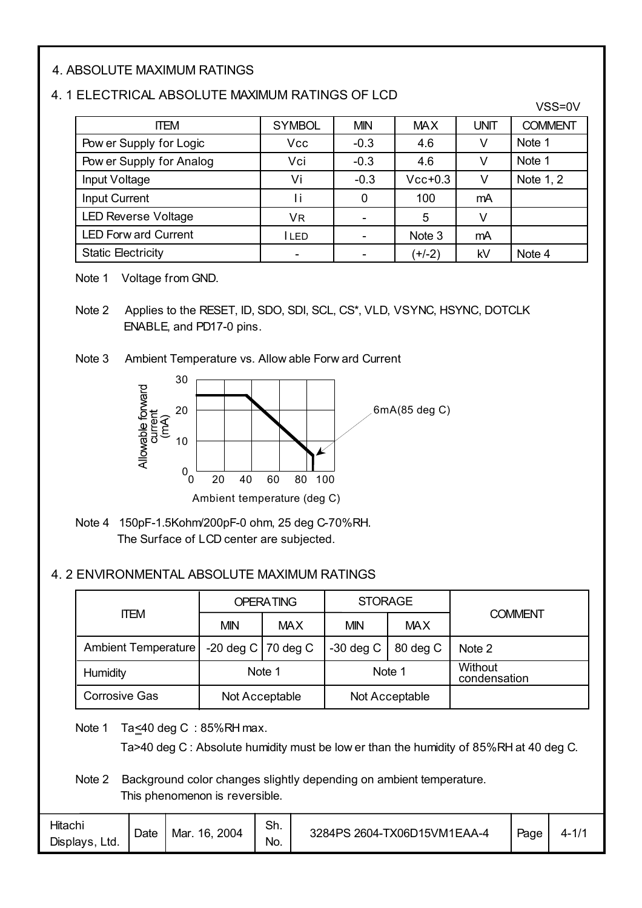# 4. ABSOLUTE MAXIMUM RATINGS

## 4. 1 ELECTRICAL ABSOLUTE MAXIMUM RATINGS OF LCD

VSS=0V

| ITEM | SYMBOL | MIN | MAX | UNIT | COMMENT |
|---|---|---|---|---|---|
| Power Supply for Logic | Vcc | -0.3 | 4.6 | V | Note 1 |
| Power Supply for Analog | Vci | -0.3 | 4.6 | V | Note 1 |
| Input Voltage | Vi | -0.3 | Vcc+0.3 | V | Note 1, 2 |
| Input Current | Ii | 0 | 100 | mA | |
| LED Reverse Voltage | $V_R$ | - | 5 | V | |
| LED Forward Current | $I_{LED}$ | - | Note 3 | mA | |
| Static Electricity | - | - | (+/-2) | kV | Note 4 |

Note 1 Voltage from GND.

Note 2 Applies to the RESET, ID, SDO, SDI, SCL, CS*, VLD, VSYNC, HSYNC, DOTCLK ENABLE, and PD17-0 pins.

Note 3 Ambient Temperature vs. Allowable Forward Current

Allowable forward current (mA)

6mA(85 deg C)

Ambient temperature (deg C)

Note 4 150pF-1.5Kohm/200pF-0 ohm, 25 deg C-70%RH.
The Surface of LCD center are subjected.

## 4. 2 ENVIRONMENTAL ABSOLUTE MAXIMUM RATINGS

| ITEM | OPERATING | | STORAGE | | COMMENT |
|---|---|---|---|---|---|
| | MIN | MAX | MIN | MAX | |
| Ambient Temperature | -20 deg C | 70 deg C | -30 deg C | 80 deg C | Note 2 |
| Humidity | Note 1 | | Note 1 | | Without condensation |
| Corrosive Gas | Not Acceptable | | Not Acceptable | | |

Note 1 Ta≦40 deg C : 85%RH max.
Ta>40 deg C : Absolute humidity must be lower than the humidity of 85%RH at 40 deg C.

Note 2 Background color changes slightly depending on ambient temperature.
This phenomenon is reversible.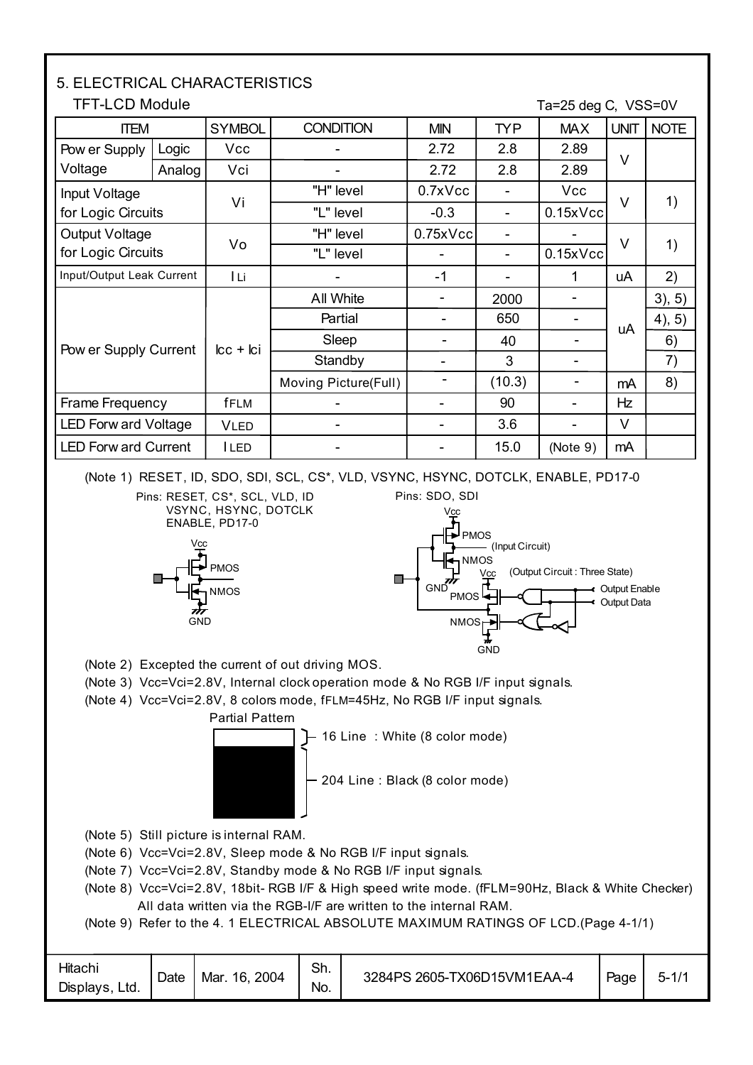# 5. ELECTRICAL CHARACTERISTICS

## TFT-LCD Module

Ta=25 deg C, VSS=0V

| ITEM | | SYMBOL | CONDITION | MIN | TYP | MAX | UNIT | NOTE |
|---|---|---|---|---|---|---|---|---|
| Power Supply Voltage | Logic | Vcc | - | 2.72 | 2.8 | 2.89 | V | |
| | Analog | Vci | - | 2.72 | 2.8 | 2.89 | | |
| Input Voltage for Logic Circuits | | Vi | "H" level | 0.7xVcc | - | Vcc | V | 1) |
| | | | "L" level | -0.3 | - | 0.15xVcc | | |
| Output Voltage for Logic Circuits | | Vo | "H" level | 0.75xVcc | - | - | V | 1) |
| | | | "L" level | - | - | 0.15xVcc | | |
| Input/Output Leak Current | | ILi | - | -1 | - | 1 | uA | 2) |
| Power Supply Current | | Icc + Ici | All White | - | 2000 | - | uA | 3), 5) |
| | | | Partial | - | 650 | - | | 4), 5) |
| | | | Sleep | - | 40 | - | | 6) |
| | | | Standby | - | 3 | - | | 7) |
| | | | Moving Picture(Full) | - | (10.3) | - | mA | 8) |
| Frame Frequency | | fFLM | - | - | 90 | - | Hz | |
| LED Forward Voltage | | VLED | - | - | 3.6 | - | V | |
| LED Forward Current | | ILED | - | - | 15.0 | (Note 9) | mA | |

(Note 1) RESET, ID, SDO, SDI, SCL, CS*, VLD, VSYNC, HSYNC, DOTCLK, ENABLE, PD17-0

Pins: RESET, CS*, SCL, VLD, ID, VSYNC, HSYNC, DOTCLK, ENABLE, PD17-0

Vcc, PMOS, NMOS, GND

Pins: SDO, SDI

Vcc, PMOS, NMOS, (Input Circuit), GND, Vcc, PMOS, NMOS, GND, (Output Circuit : Three State), Output Enable, Output Data

(Note 2) Excepted the current of out driving MOS.

(Note 3) Vcc=Vci=2.8V, Internal clock operation mode & No RGB I/F input signals.

(Note 4) Vcc=Vci=2.8V, 8 colors mode, fFLM=45Hz, No RGB I/F input signals.

Partial Pattern

- 16 Line : White (8 color mode)
- 204 Line : Black (8 color mode)

(Note 5) Still picture is internal RAM.

(Note 6) Vcc=Vci=2.8V, Sleep mode & No RGB I/F input signals.

(Note 7) Vcc=Vci=2.8V, Standby mode & No RGB I/F input signals.

(Note 8) Vcc=Vci=2.8V, 18bit- RGB I/F & High speed write mode. (fFLM=90Hz, Black & White Checker) All data written via the RGB-I/F are written to the internal RAM.

(Note 9) Refer to the 4. 1 ELECTRICAL ABSOLUTE MAXIMUM RATINGS OF LCD.(Page 4-1/1)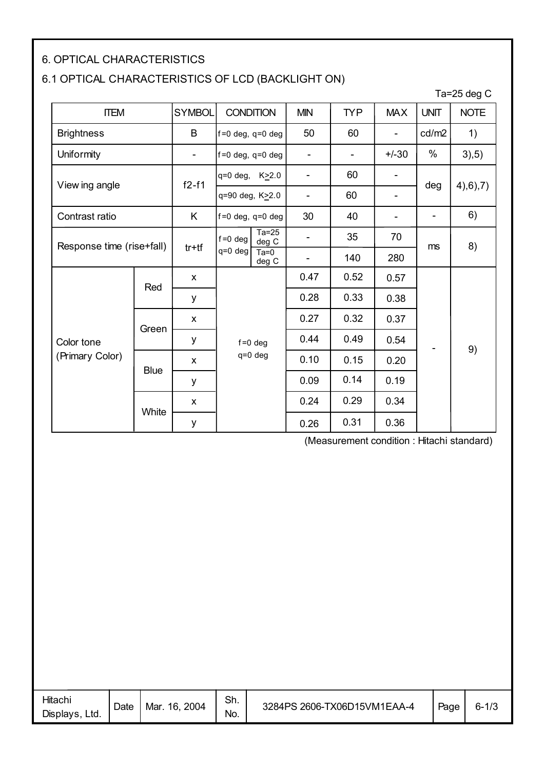# 6. OPTICAL CHARACTERISTICS

## 6.1 OPTICAL CHARACTERISTICS OF LCD (BACKLIGHT ON)

Ta=25 deg C

| ITEM | | SYMBOL | CONDITION | | MIN | TYP | MAX | UNIT | NOTE |
|---|---|---|---|---|---|---|---|---|---|
| Brightness | | B | f=0 deg, q=0 deg | | 50 | 60 | - | cd/m2 | 1) |
| Uniformity | | - | f=0 deg, q=0 deg | | - | - | +/-30 | % | 3),5) |
| Viewing angle | | f2-f1 | q=0 deg, K≥2.0 | | - | 60 | - | deg | 4),6),7) |
| | | | q=90 deg, K≥2.0 | | - | 60 | - | | |
| Contrast ratio | | K | f=0 deg, q=0 deg | | 30 | 40 | - | - | 6) |
| Response time (rise+fall) | | tr+tf | f=0 deg q=0 deg | Ta=25 deg C | - | 35 | 70 | ms | 8) |
| | | | | Ta=0 deg C | - | 140 | 280 | | |
| Color tone (Primary Color) | Red | x | f=0 deg q=0 deg | | 0.47 | 0.52 | 0.57 | - | 9) |
| | | y | | | 0.28 | 0.33 | 0.38 | | |
| | Green | x | | | 0.27 | 0.32 | 0.37 | | |
| | | y | | | 0.44 | 0.49 | 0.54 | | |
| | Blue | x | | | 0.10 | 0.15 | 0.20 | | |
| | | y | | | 0.09 | 0.14 | 0.19 | | |
| | White | x | | | 0.24 | 0.29 | 0.34 | | |
| | | y | | | 0.26 | 0.31 | 0.36 | | |

(Measurement condition : Hitachi standard)

| Hitachi Displays, Ltd. | Date | Mar. 16, 2004 | Sh. No. | 3284PS 2606-TX06D15VM1EAA-4 | Page | 6-1/3 |
|---|---|---|---|---|---|---|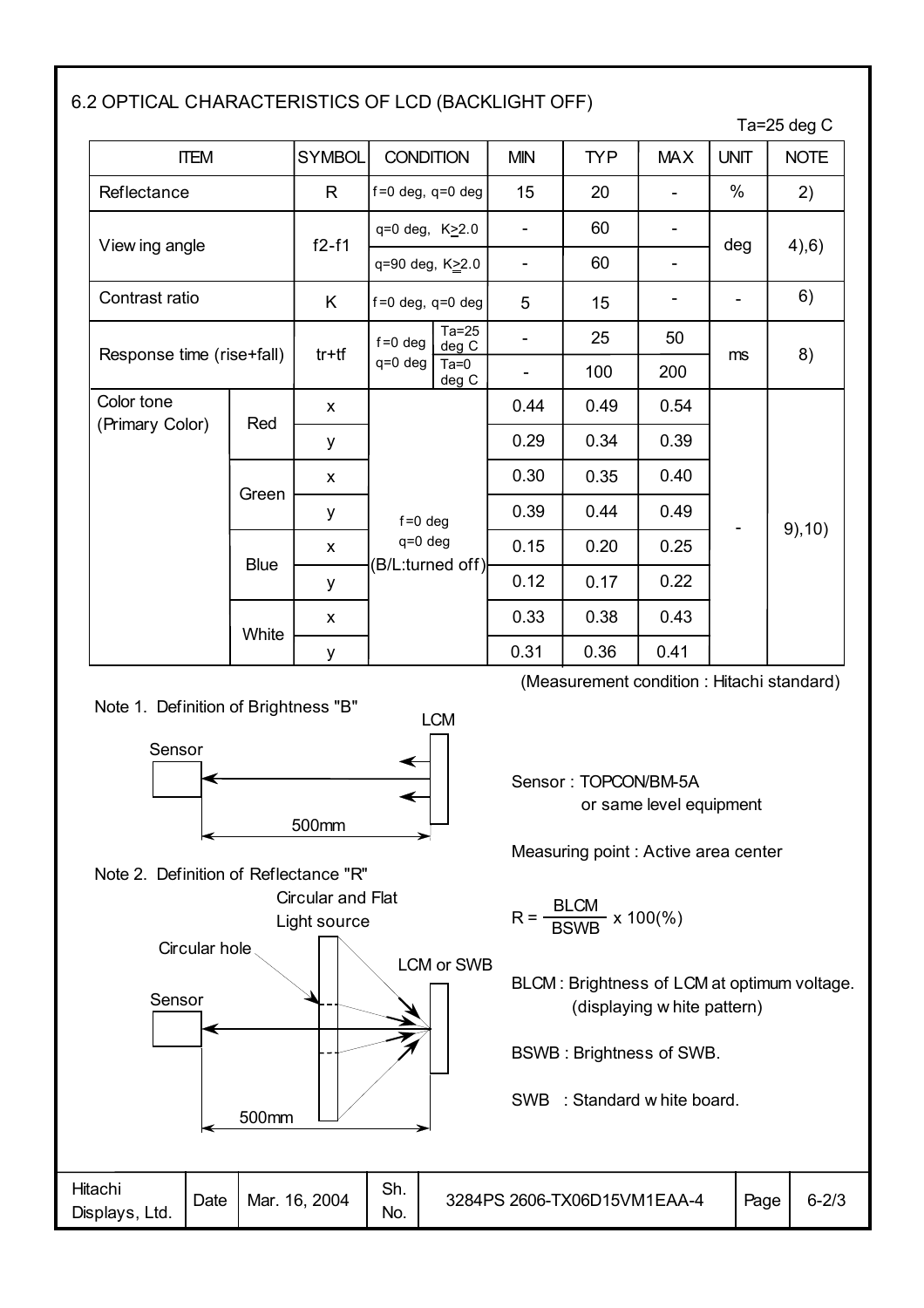## 6.2 OPTICAL CHARACTERISTICS OF LCD (BACKLIGHT OFF)

Ta=25 deg C

| ITEM | | SYMBOL | CONDITION | | MIN | TYP | MAX | UNIT | NOTE |
|---|---|---|---|---|---|---|---|---|---|
| Reflectance | | R | f=0 deg, q=0 deg | | 15 | 20 | - | % | 2) |
| Viewing angle | | f2-f1 | q=0 deg, K≥2.0 | | - | 60 | - | deg | 4),6) |
| | | | q=90 deg, K≥2.0 | | - | 60 | - | | |
| Contrast ratio | | K | f=0 deg, q=0 deg | | 5 | 15 | - | - | 6) |
| Response time (rise+fall) | | tr+tf | f=0 deg q=0 deg | Ta=25 deg C | - | 25 | 50 | ms | 8) |
| | | | | Ta=0 deg C | - | 100 | 200 | | |
| Color tone (Primary Color) | Red | x | f=0 deg q=0 deg (B/L:turned off) | | 0.44 | 0.49 | 0.54 | - | 9),10) |
| | | y | | | 0.29 | 0.34 | 0.39 | | |
| | Green | x | | | 0.30 | 0.35 | 0.40 | | |
| | | y | | | 0.39 | 0.44 | 0.49 | | |
| | Blue | x | | | 0.15 | 0.20 | 0.25 | | |
| | | y | | | 0.12 | 0.17 | 0.22 | | |
| | White | x | | | 0.33 | 0.38 | 0.43 | | |
| | | y | | | 0.31 | 0.36 | 0.41 | | |

(Measurement condition : Hitachi standard)

Note 1. Definition of Brightness "B"

Sensor — 500mm — LCM

Sensor : TOPCON/BM-5A
or same level equipment

Measuring point : Active area center

Note 2. Definition of Reflectance "R"

Sensor — Circular hole — Circular and Flat Light source — LCM or SWB (500mm)

$$R = \frac{BLCM}{BSWB} \times 100(\%)$$

BLCM : Brightness of LCM at optimum voltage. (displaying white pattern)

BSWB : Brightness of SWB.

SWB : Standard white board.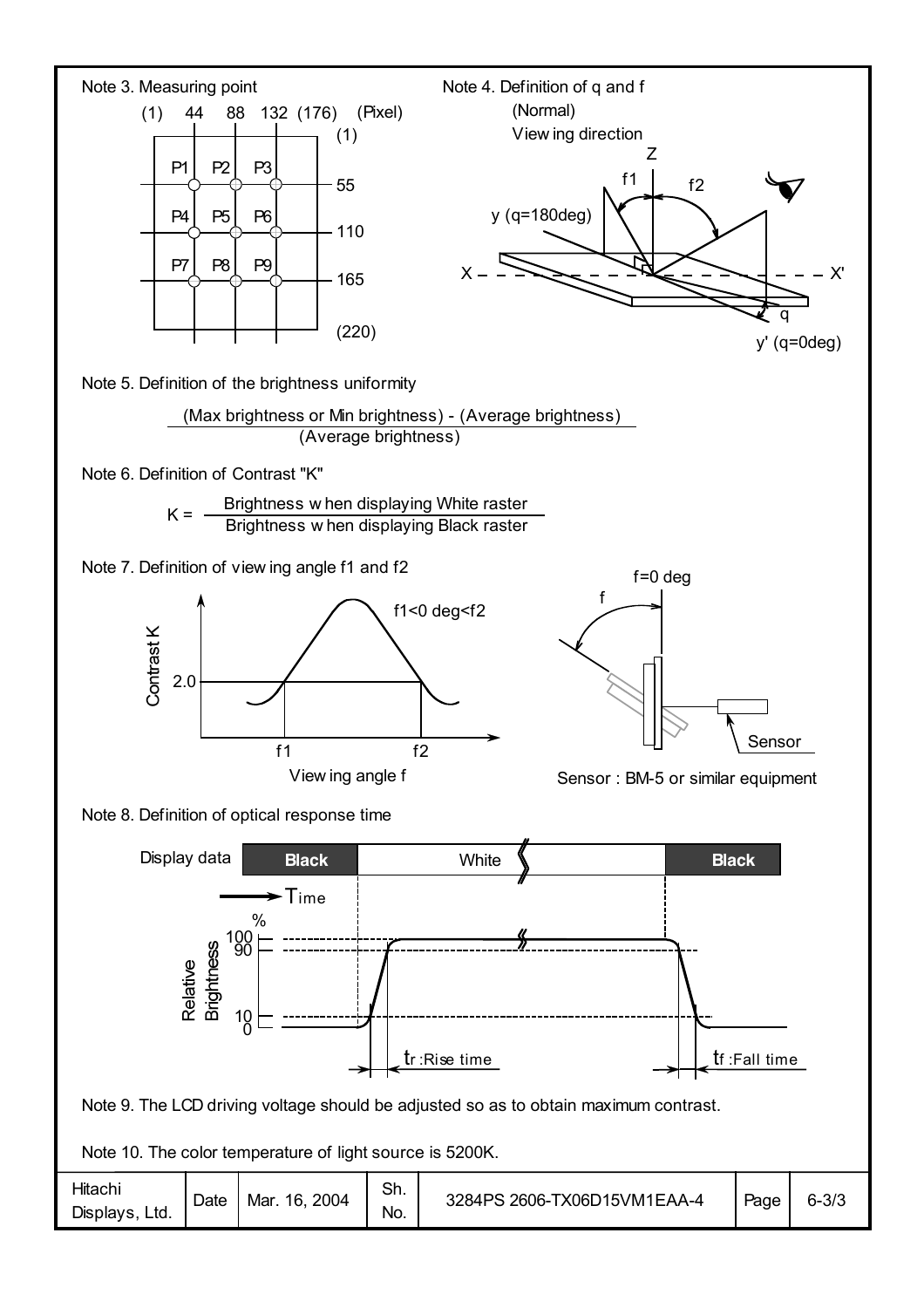Note 3. Measuring point

(1) 44 88 132 (176) (Pixel)

(1)

P1 P2 P3 — 55

P4 P5 P6 — 110

P7 P8 P9 — 165

(220)

Note 4. Definition of q and f

(Normal) Viewing direction

Z, f1, f2, y (q=180deg), X, X', q, y' (q=0deg)

Note 5. Definition of the brightness uniformity

$$\frac{\text{(Max brightness or Min brightness) - (Average brightness)}}{\text{(Average brightness)}}$$

Note 6. Definition of Contrast "K"

$$K = \frac{\text{Brightness when displaying White raster}}{\text{Brightness when displaying Black raster}}$$

Note 7. Definition of viewing angle f1 and f2

Contrast K, 2.0, f1, f2, f1<0 deg<f2, Viewing angle f

f=0 deg, f, Sensor

Sensor : BM-5 or similar equipment

Note 8. Definition of optical response time

Display data: Black, White, Black

Time

Relative Brightness (%): 100, 90, 10, 0

tr :Rise time, tf :Fall time

Note 9. The LCD driving voltage should be adjusted so as to obtain maximum contrast.

Note 10. The color temperature of light source is 5200K.

| Hitachi Displays, Ltd. | Date | Mar. 16, 2004 | Sh. No. | 3284PS 2606-TX06D15VM1EAA-4 | Page | 6-3/3 |
|---|---|---|---|---|---|---|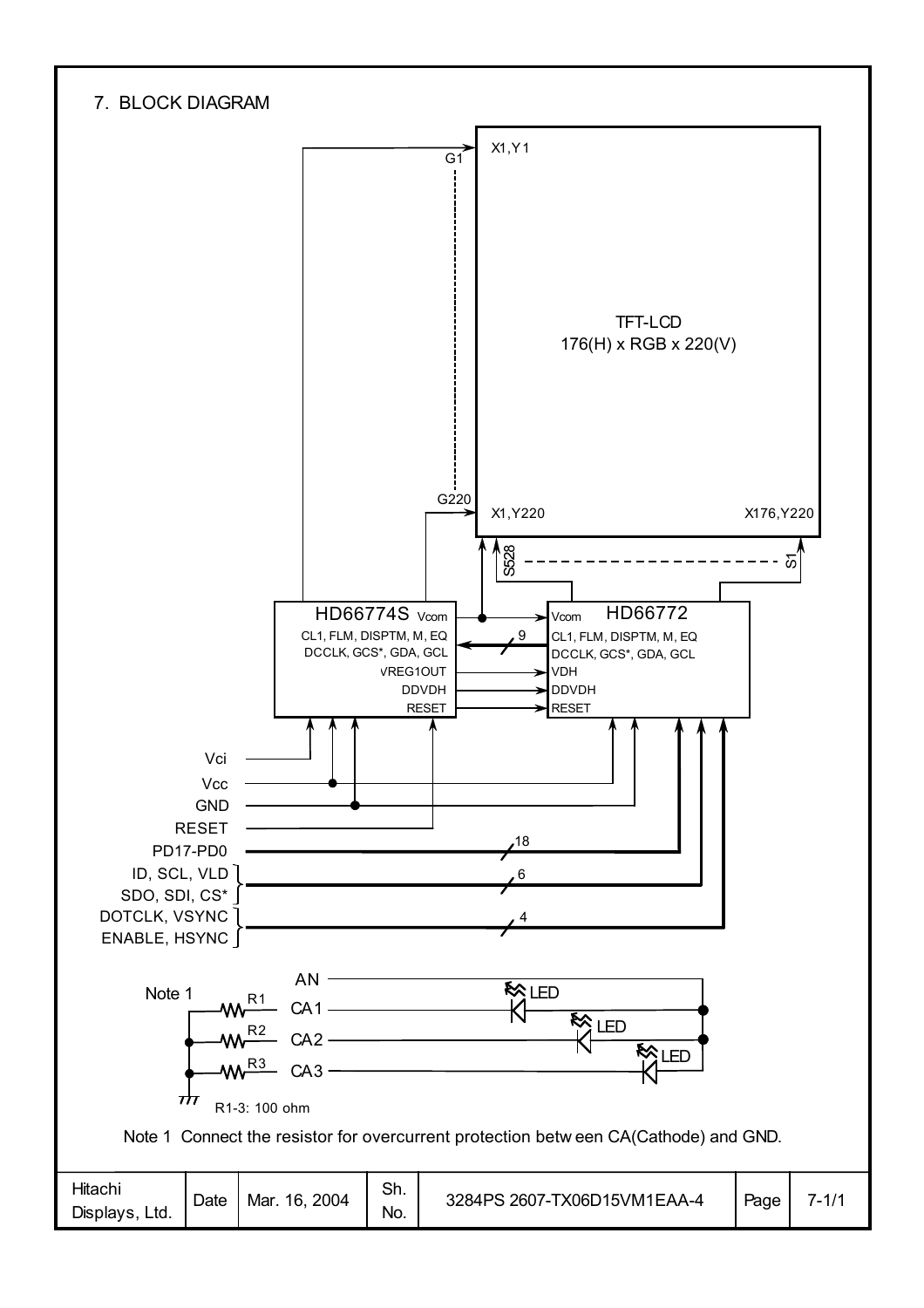## 7. BLOCK DIAGRAM

X1,Y1

G1

TFT-LCD
176(H) x RGB x 220(V)

G220

X1,Y220

X176,Y220

S528

S1

HD66774S

Vcom

CL1, FLM, DISPTM, M, EQ
DCCLK, GCS*, GDA, GCL

VREG1OUT

DDVDH

RESET

9

HD66772

Vcom

CL1, FLM, DISPTM, M, EQ
DCCLK, GCS*, GDA, GCL

VDH

DDVDH

RESET

Vci

Vcc

GND

RESET

PD17-PD0 — 18

ID, SCL, VLD
SDO, SDI, CS* — 6

DOTCLK, VSYNC
ENABLE, HSYNC — 4

Note 1

AN

R1 — CA1 — LED

R2 — CA2 — LED

R3 — CA3 — LED

R1-3: 100 ohm

Note 1 Connect the resistor for overcurrent protection between CA(Cathode) and GND.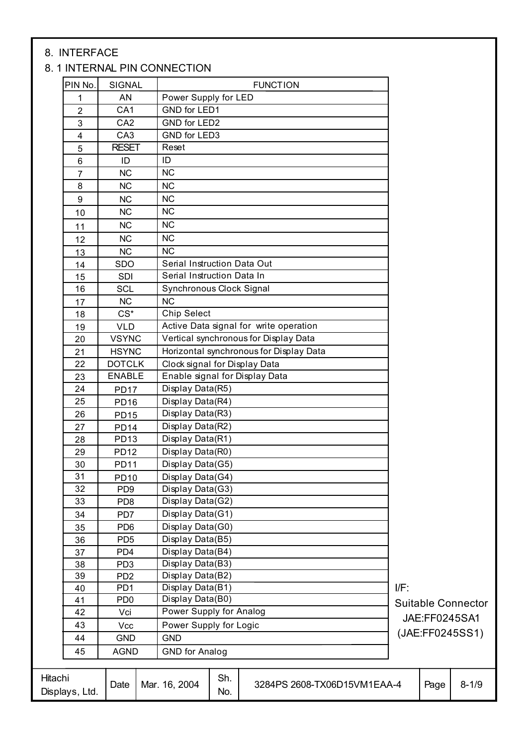# 8. INTERFACE

## 8. 1 INTERNAL PIN CONNECTION

| PIN No. | SIGNAL | FUNCTION |
|---|---|---|
| 1 | AN | Power Supply for LED |
| 2 | CA1 | GND for LED1 |
| 3 | CA2 | GND for LED2 |
| 4 | CA3 | GND for LED3 |
| 5 | RESET | Reset |
| 6 | ID | ID |
| 7 | NC | NC |
| 8 | NC | NC |
| 9 | NC | NC |
| 10 | NC | NC |
| 11 | NC | NC |
| 12 | NC | NC |
| 13 | NC | NC |
| 14 | SDO | Serial Instruction Data Out |
| 15 | SDI | Serial Instruction Data In |
| 16 | SCL | Synchronous Clock Signal |
| 17 | NC | NC |
| 18 | CS* | Chip Select |
| 19 | VLD | Active Data signal for write operation |
| 20 | VSYNC | Vertical synchronous for Display Data |
| 21 | HSYNC | Horizontal synchronous for Display Data |
| 22 | DOTCLK | Clock signal for Display Data |
| 23 | ENABLE | Enable signal for Display Data |
| 24 | PD17 | Display Data(R5) |
| 25 | PD16 | Display Data(R4) |
| 26 | PD15 | Display Data(R3) |
| 27 | PD14 | Display Data(R2) |
| 28 | PD13 | Display Data(R1) |
| 29 | PD12 | Display Data(R0) |
| 30 | PD11 | Display Data(G5) |
| 31 | PD10 | Display Data(G4) |
| 32 | PD9 | Display Data(G3) |
| 33 | PD8 | Display Data(G2) |
| 34 | PD7 | Display Data(G1) |
| 35 | PD6 | Display Data(G0) |
| 36 | PD5 | Display Data(B5) |
| 37 | PD4 | Display Data(B4) |
| 38 | PD3 | Display Data(B3) |
| 39 | PD2 | Display Data(B2) |
| 40 | PD1 | Display Data(B1) |
| 41 | PD0 | Display Data(B0) |
| 42 | Vci | Power Supply for Analog |
| 43 | Vcc | Power Supply for Logic |
| 44 | GND | GND |
| 45 | AGND | GND for Analog |

I/F:
Suitable Connector
JAE:FF0245SA1
(JAE:FF0245SS1)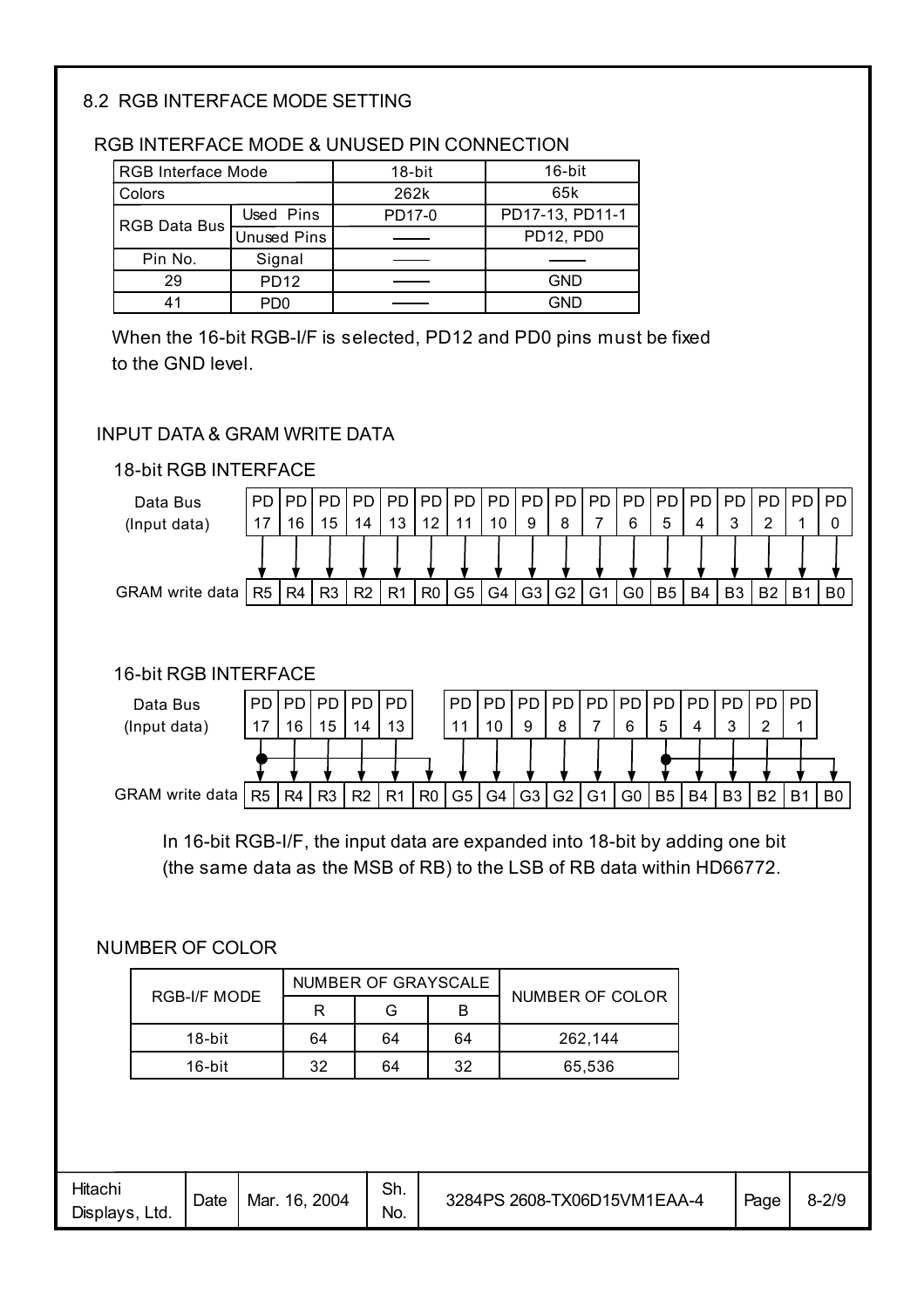## 8.2 RGB INTERFACE MODE SETTING

### RGB INTERFACE MODE & UNUSED PIN CONNECTION

| RGB Interface Mode | | 18-bit | 16-bit |
|---|---|---|---|
| Colors | | 262k | 65k |
| RGB Data Bus | Used Pins | PD17-0 | PD17-13, PD11-1 |
| | Unused Pins | —— | PD12, PD0 |
| Pin No. | Signal | —— | —— |
| 29 | PD12 | —— | GND |
| 41 | PD0 | —— | GND |

When the 16-bit RGB-I/F is selected, PD12 and PD0 pins must be fixed to the GND level.

### INPUT DATA & GRAM WRITE DATA

#### 18-bit RGB INTERFACE

| Data Bus (Input data) | PD17 | PD16 | PD15 | PD14 | PD13 | PD12 | PD11 | PD10 | PD9 | PD8 | PD7 | PD6 | PD5 | PD4 | PD3 | PD2 | PD1 | PD0 |
|---|---|---|---|---|---|---|---|---|---|---|---|---|---|---|---|---|---|---|
| GRAM write data | R5 | R4 | R3 | R2 | R1 | R0 | G5 | G4 | G3 | G2 | G1 | G0 | B5 | B4 | B3 | B2 | B1 | B0 |

#### 16-bit RGB INTERFACE

| Data Bus (Input data) | PD17 | PD16 | PD15 | PD14 | PD13 | | PD11 | PD10 | PD9 | PD8 | PD7 | PD6 | PD5 | PD4 | PD3 | PD2 | PD1 | |
|---|---|---|---|---|---|---|---|---|---|---|---|---|---|---|---|---|---|---|
| GRAM write data | R5 | R4 | R3 | R2 | R1 | R0 | G5 | G4 | G3 | G2 | G1 | G0 | B5 | B4 | B3 | B2 | B1 | B0 |

In 16-bit RGB-I/F, the input data are expanded into 18-bit by adding one bit (the same data as the MSB of RB) to the LSB of RB data within HD66772.

### NUMBER OF COLOR

| RGB-I/F MODE | NUMBER OF GRAYSCALE | | | NUMBER OF COLOR |
|---|---|---|---|---|
| | R | G | B | |
| 18-bit | 64 | 64 | 64 | 262,144 |
| 16-bit | 32 | 64 | 32 | 65,536 |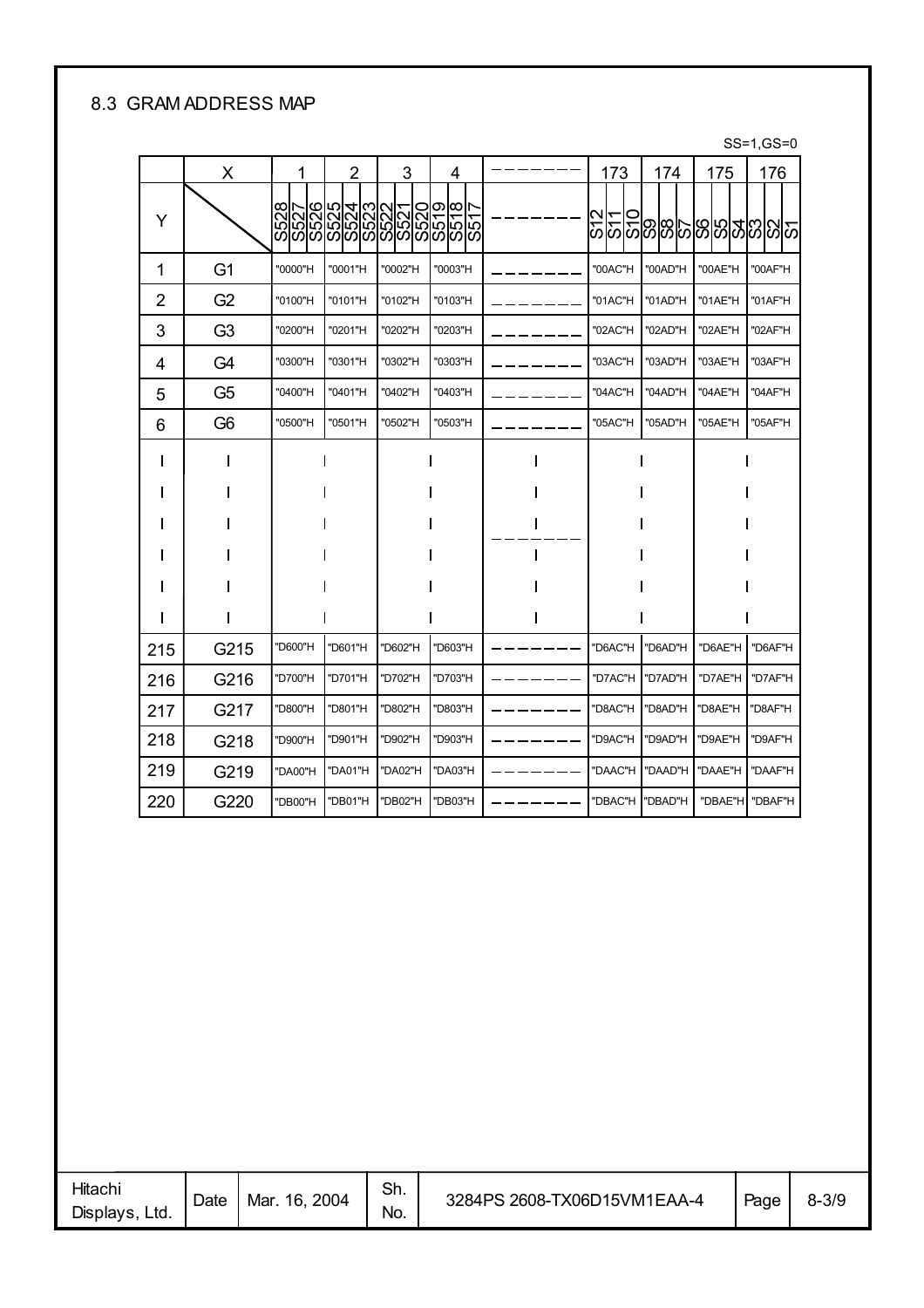## 8.3 GRAM ADDRESS MAP

SS=1,GS=0

| | X | 1 | 2 | 3 | 4 | -------- | 173 | 174 | 175 | 176 |
|---|---|---|---|---|---|---|---|---|---|---|
| Y | | S528 S527 S526 | S525 S524 S523 | S522 S521 S520 | S519 S518 S517 | -------- | S12 S11 S10 | S9 S8 S7 | S6 S5 S4 | S3 S2 S1 |
| 1 | G1 | "0000"H | "0001"H | "0002"H | "0003"H | -------- | "00AC"H | "00AD"H | "00AE"H | "00AF"H |
| 2 | G2 | "0100"H | "0101"H | "0102"H | "0103"H | -------- | "01AC"H | "01AD"H | "01AE"H | "01AF"H |
| 3 | G3 | "0200"H | "0201"H | "0202"H | "0203"H | -------- | "02AC"H | "02AD"H | "02AE"H | "02AF"H |
| 4 | G4 | "0300"H | "0301"H | "0302"H | "0303"H | -------- | "03AC"H | "03AD"H | "03AE"H | "03AF"H |
| 5 | G5 | "0400"H | "0401"H | "0402"H | "0403"H | -------- | "04AC"H | "04AD"H | "04AE"H | "04AF"H |
| 6 | G6 | "0500"H | "0501"H | "0502"H | "0503"H | -------- | "05AC"H | "05AD"H | "05AE"H | "05AF"H |
| \| | \| | \| | \| | \| | \| | -------- | \| | \| | \| | \| |
| 215 | G215 | "D600"H | "D601"H | "D602"H | "D603"H | -------- | "D6AC"H | "D6AD"H | "D6AE"H | "D6AF"H |
| 216 | G216 | "D700"H | "D701"H | "D702"H | "D703"H | -------- | "D7AC"H | "D7AD"H | "D7AE"H | "D7AF"H |
| 217 | G217 | "D800"H | "D801"H | "D802"H | "D803"H | -------- | "D8AC"H | "D8AD"H | "D8AE"H | "D8AF"H |
| 218 | G218 | "D900"H | "D901"H | "D902"H | "D903"H | -------- | "D9AC"H | "D9AD"H | "D9AE"H | "D9AF"H |
| 219 | G219 | "DA00"H | "DA01"H | "DA02"H | "DA03"H | -------- | "DAAC"H | "DAAD"H | "DAAE"H | "DAAF"H |
| 220 | G220 | "DB00"H | "DB01"H | "DB02"H | "DB03"H | -------- | "DBAC"H | "DBAD"H | "DBAE"H | "DBAF"H |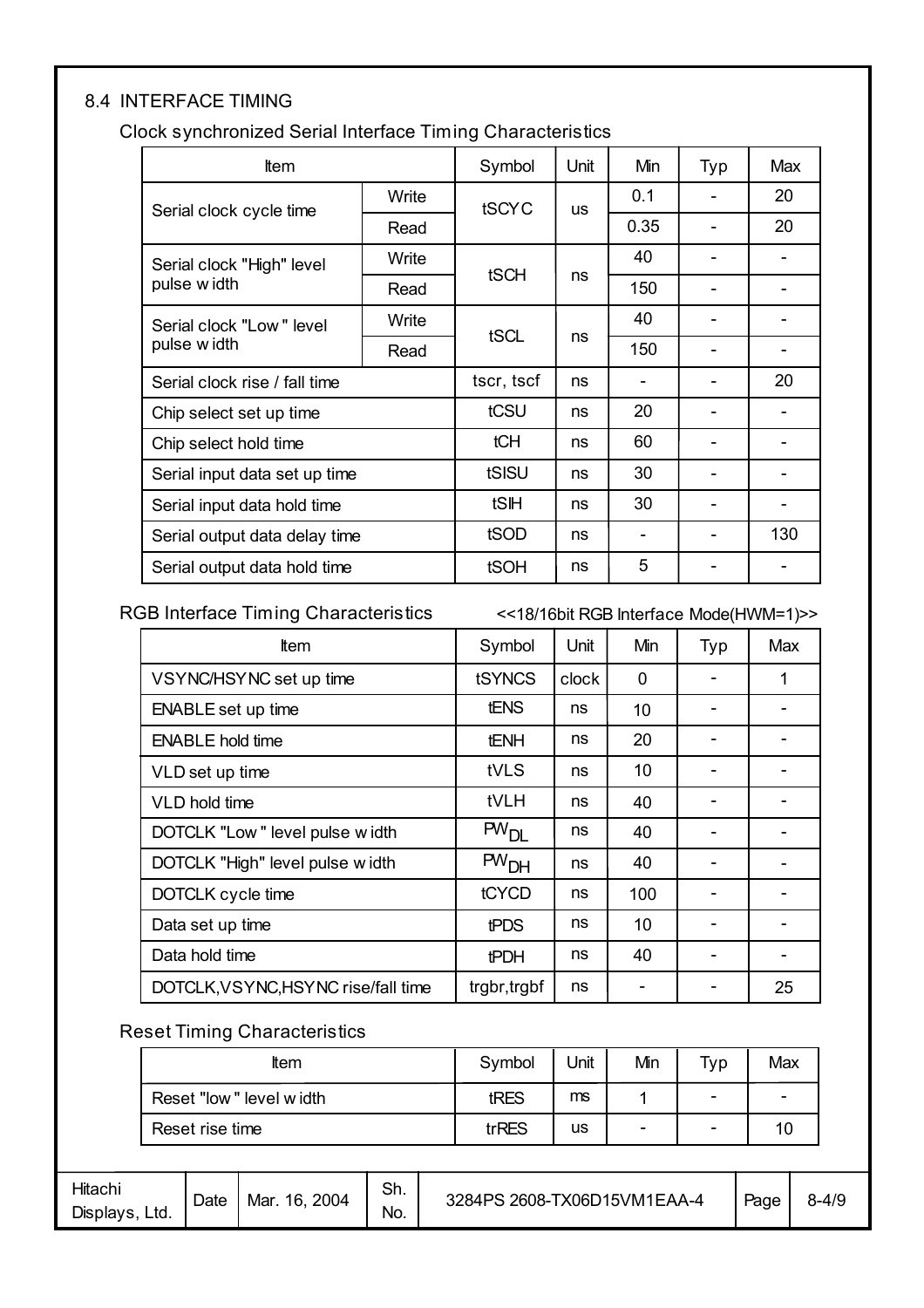## 8.4 INTERFACE TIMING

### Clock synchronized Serial Interface Timing Characteristics

| Item | | Symbol | Unit | Min | Typ | Max |
|---|---|---|---|---|---|---|
| Serial clock cycle time | Write | tSCYC | us | 0.1 | - | 20 |
| | Read | | | 0.35 | - | 20 |
| Serial clock "High" level pulse width | Write | tSCH | ns | 40 | - | - |
| | Read | | | 150 | - | - |
| Serial clock "Low" level pulse width | Write | tSCL | ns | 40 | - | - |
| | Read | | | 150 | - | - |
| Serial clock rise / fall time | | tscr, tscf | ns | - | - | 20 |
| Chip select set up time | | tCSU | ns | 20 | - | - |
| Chip select hold time | | tCH | ns | 60 | - | - |
| Serial input data set up time | | tSISU | ns | 30 | - | - |
| Serial input data hold time | | tSIH | ns | 30 | - | - |
| Serial output data delay time | | tSOD | ns | - | - | 130 |
| Serial output data hold time | | tSOH | ns | 5 | - | - |

### RGB Interface Timing Characteristics

<<18/16bit RGB Interface Mode(HWM=1)>>

| Item | Symbol | Unit | Min | Typ | Max |
|---|---|---|---|---|---|
| VSYNC/HSYNC set up time | tSYNCS | clock | 0 | - | 1 |
| ENABLE set up time | tENS | ns | 10 | - | - |
| ENABLE hold time | tENH | ns | 20 | - | - |
| VLD set up time | tVLS | ns | 10 | - | - |
| VLD hold time | tVLH | ns | 40 | - | - |
| DOTCLK "Low" level pulse width | $PW_{DL}$ | ns | 40 | - | - |
| DOTCLK "High" level pulse width | $PW_{DH}$ | ns | 40 | - | - |
| DOTCLK cycle time | tCYCD | ns | 100 | - | - |
| Data set up time | tPDS | ns | 10 | - | - |
| Data hold time | tPDH | ns | 40 | - | - |
| DOTCLK,VSYNC,HSYNC rise/fall time | trgbr,trgbf | ns | - | - | 25 |

### Reset Timing Characteristics

| Item | Symbol | Unit | Min | Typ | Max |
|---|---|---|---|---|---|
| Reset "low" level width | tRES | ms | 1 | - | - |
| Reset rise time | trRES | us | - | - | 10 |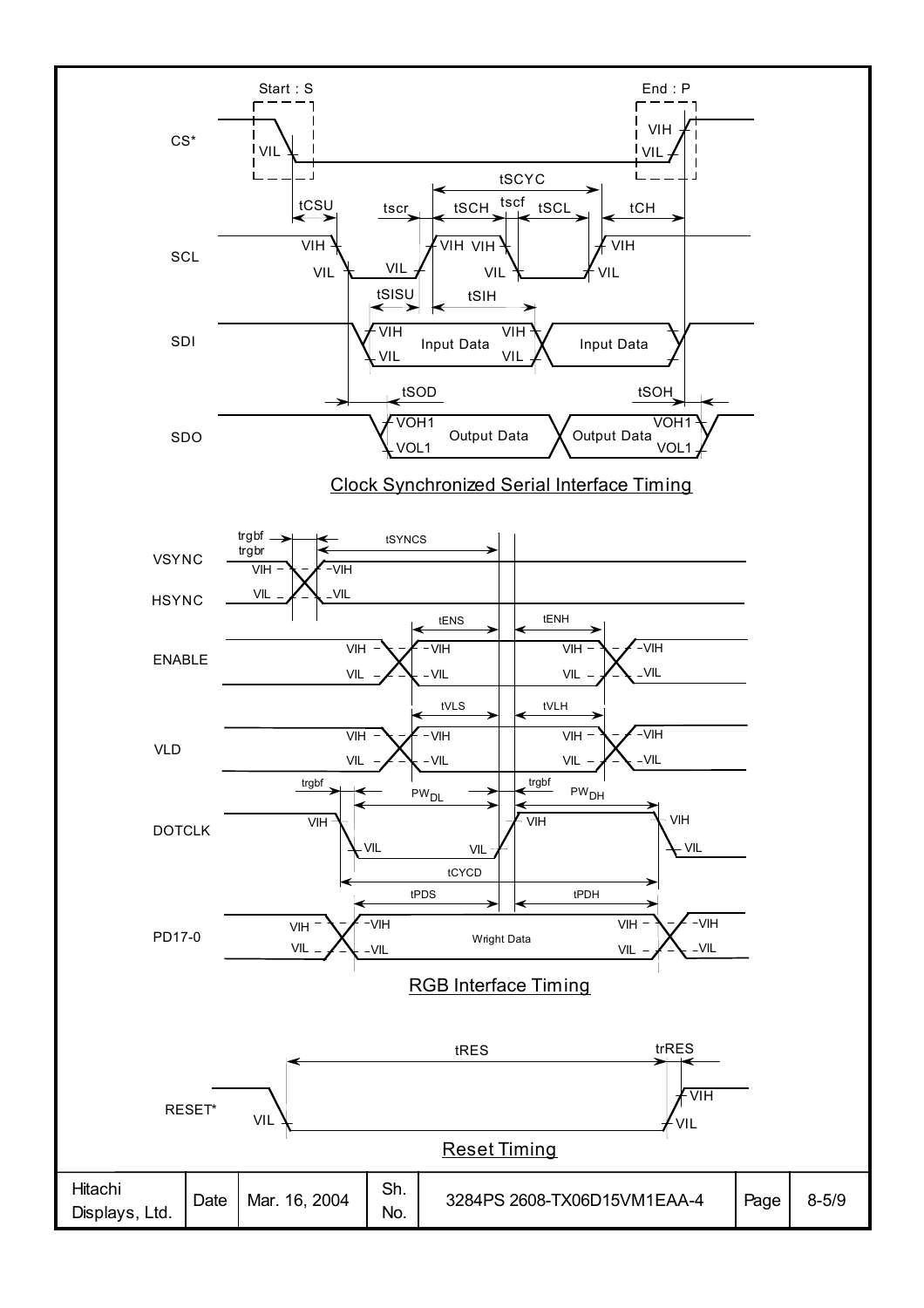Clock Synchronized Serial Interface Timing

RGB Interface Timing

Reset Timing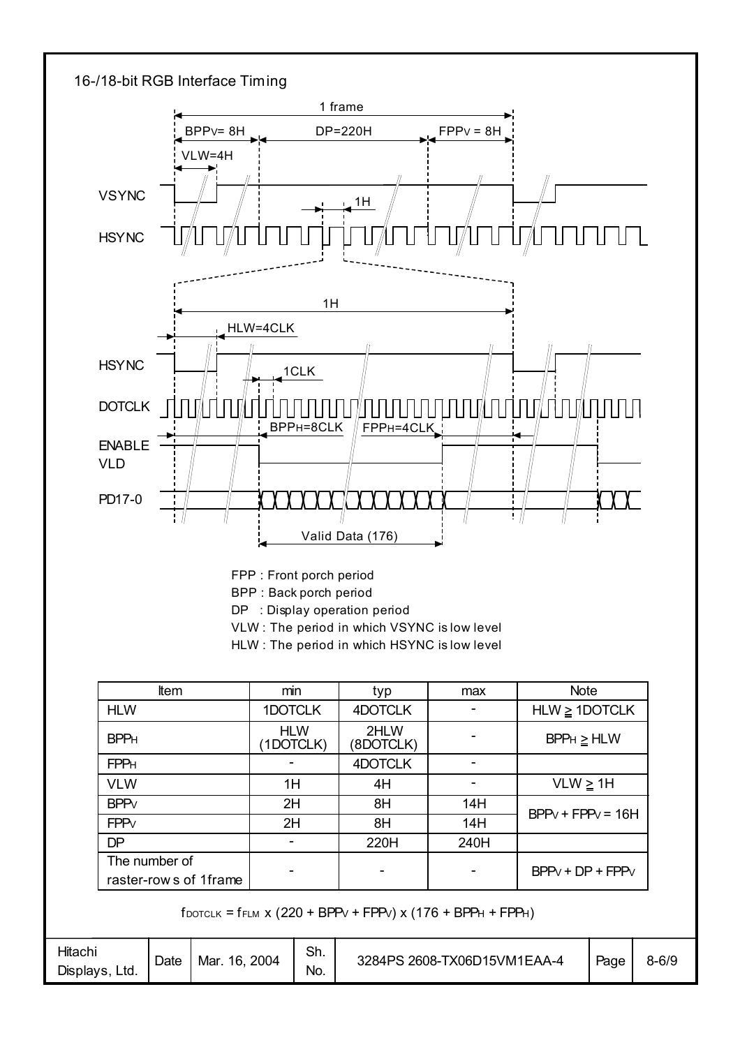## 16-/18-bit RGB Interface Timing

FPP : Front porch period

BPP : Back porch period

DP : Display operation period

VLW : The period in which VSYNC is low level

HLW : The period in which HSYNC is low level

| Item | min | typ | max | Note |
|---|---|---|---|---|
| HLW | 1DOTCLK | 4DOTCLK | - | HLW ≧ 1DOTCLK |
| $BPP_H$ | HLW (1DOTCLK) | 2HLW (8DOTCLK) | - | $BPP_H$ ≧ HLW |
| $FPP_H$ | - | 4DOTCLK | - | |
| VLW | 1H | 4H | - | VLW ≧ 1H |
| $BPP_V$ | 2H | 8H | 14H | $BPP_V + FPP_V = 16H$ |
| $FPP_V$ | 2H | 8H | 14H | |
| DP | - | 220H | 240H | |
| The number of raster-rows of 1frame | - | - | - | $BPP_V + DP + FPP_V$ |

$$f_{DOTCLK} = f_{FLM} \times (220 + BPP_V + FPP_V) \times (176 + BPP_H + FPP_H)$$

| Hitachi Displays, Ltd. | Date | Mar. 16, 2004 | Sh. No. | 3284PS 2608-TX06D15VM1EAA-4 | Page | 8-6/9 |
|---|---|---|---|---|---|---|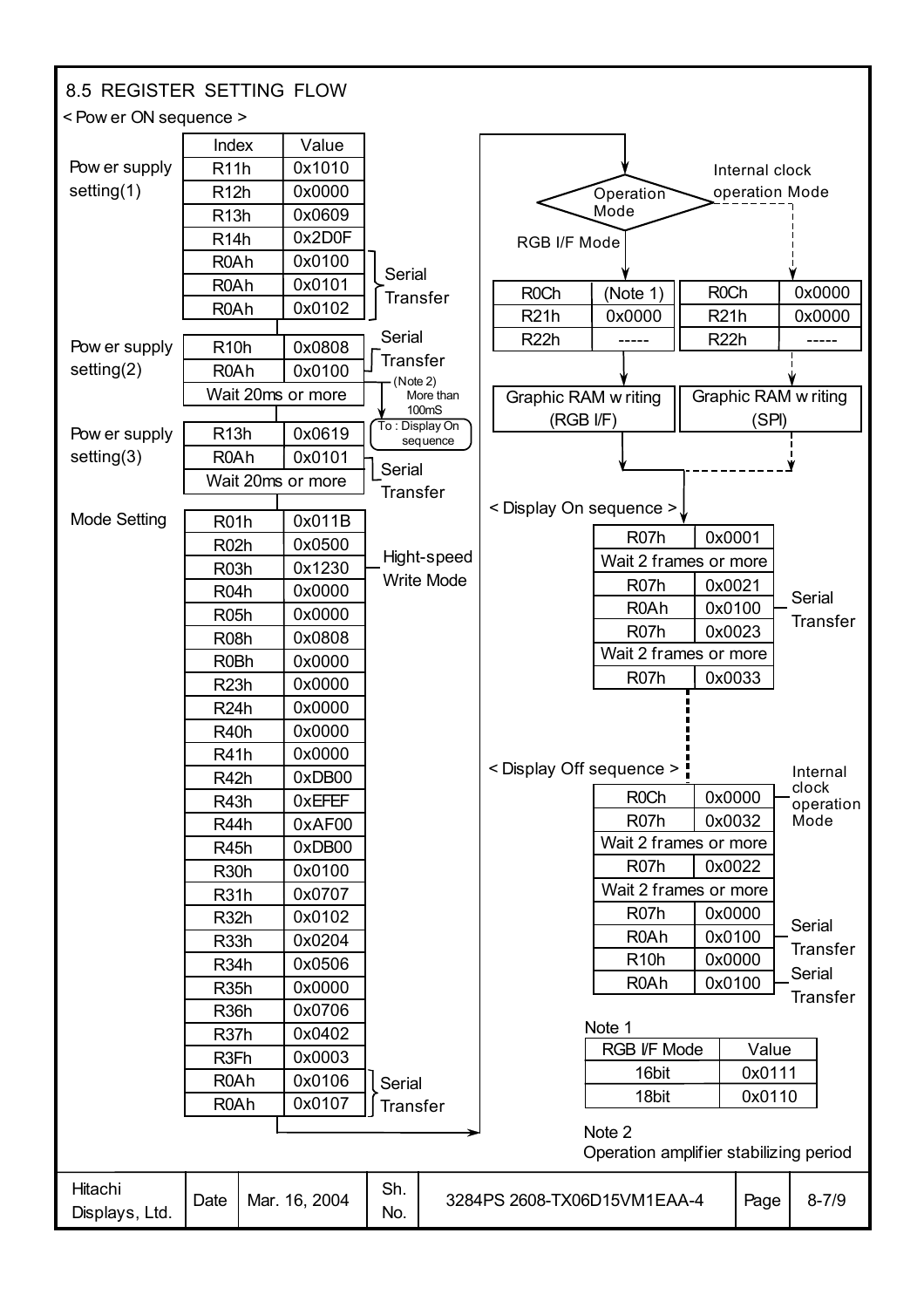## 8.5 REGISTER SETTING FLOW

< Power ON sequence >

**Power supply setting(1)**

| Index | Value | |
|---|---|---|
| R11h | 0x1010 | |
| R12h | 0x0000 | |
| R13h | 0x0609 | |
| R14h | 0x2D0F | |
| R0Ah | 0x0100 | Serial Transfer |
| R0Ah | 0x0101 | Serial Transfer |
| R0Ah | 0x0102 | Serial Transfer |

**Power supply setting(2)**

| Index | Value | |
|---|---|---|
| R10h | 0x0808 | Serial Transfer |
| R0Ah | 0x0100 | Serial Transfer |
| Wait 20ms or more | | |

(Note 2) More than 100mS → To : Display On sequence

**Power supply setting(3)**

| Index | Value | |
|---|---|---|
| R13h | 0x0619 | |
| R0Ah | 0x0101 | Serial Transfer |
| Wait 20ms or more | | |

**Mode Setting**

| Index | Value | |
|---|---|---|
| R01h | 0x011B | |
| R02h | 0x0500 | |
| R03h | 0x1230 | Hight-speed Write Mode |
| R04h | 0x0000 | |
| R05h | 0x0000 | |
| R08h | 0x0808 | |
| R0Bh | 0x0000 | |
| R23h | 0x0000 | |
| R24h | 0x0000 | |
| R40h | 0x0000 | |
| R41h | 0x0000 | |
| R42h | 0xDB00 | |
| R43h | 0xEFEF | |
| R44h | 0xAF00 | |
| R45h | 0xDB00 | |
| R30h | 0x0100 | |
| R31h | 0x0707 | |
| R32h | 0x0102 | |
| R33h | 0x0204 | |
| R34h | 0x0506 | |
| R35h | 0x0000 | |
| R36h | 0x0706 | |
| R37h | 0x0402 | |
| R3Fh | 0x0003 | |
| R0Ah | 0x0106 | Serial Transfer |
| R0Ah | 0x0107 | Serial Transfer |

**Operation Mode**

RGB I/F Mode:

| Index | Value |
|---|---|
| R0Ch | (Note 1) |
| R21h | 0x0000 |
| R22h | ----- |

→ Graphic RAM writing (RGB I/F)

Internal clock operation Mode:

| Index | Value |
|---|---|
| R0Ch | 0x0000 |
| R21h | 0x0000 |
| R22h | ----- |

→ Graphic RAM writing (SPI)

< Display On sequence >

| Index | Value | |
|---|---|---|
| R07h | 0x0001 | |
| Wait 2 frames or more | | |
| R07h | 0x0021 | |
| R0Ah | 0x0100 | Serial Transfer |
| R07h | 0x0023 | |
| Wait 2 frames or more | | |
| R07h | 0x0033 | |

< Display Off sequence >

| Index | Value | |
|---|---|---|
| R0Ch | 0x0000 | Internal clock operation Mode |
| R07h | 0x0032 | |
| Wait 2 frames or more | | |
| R07h | 0x0022 | |
| Wait 2 frames or more | | |
| R07h | 0x0000 | |
| R0Ah | 0x0100 | Serial Transfer |
| R10h | 0x0000 | |
| R0Ah | 0x0100 | Serial Transfer |

Note 1

| RGB I/F Mode | Value |
|---|---|
| 16bit | 0x0111 |
| 18bit | 0x0110 |

Note 2
Operation amplifier stabilizing period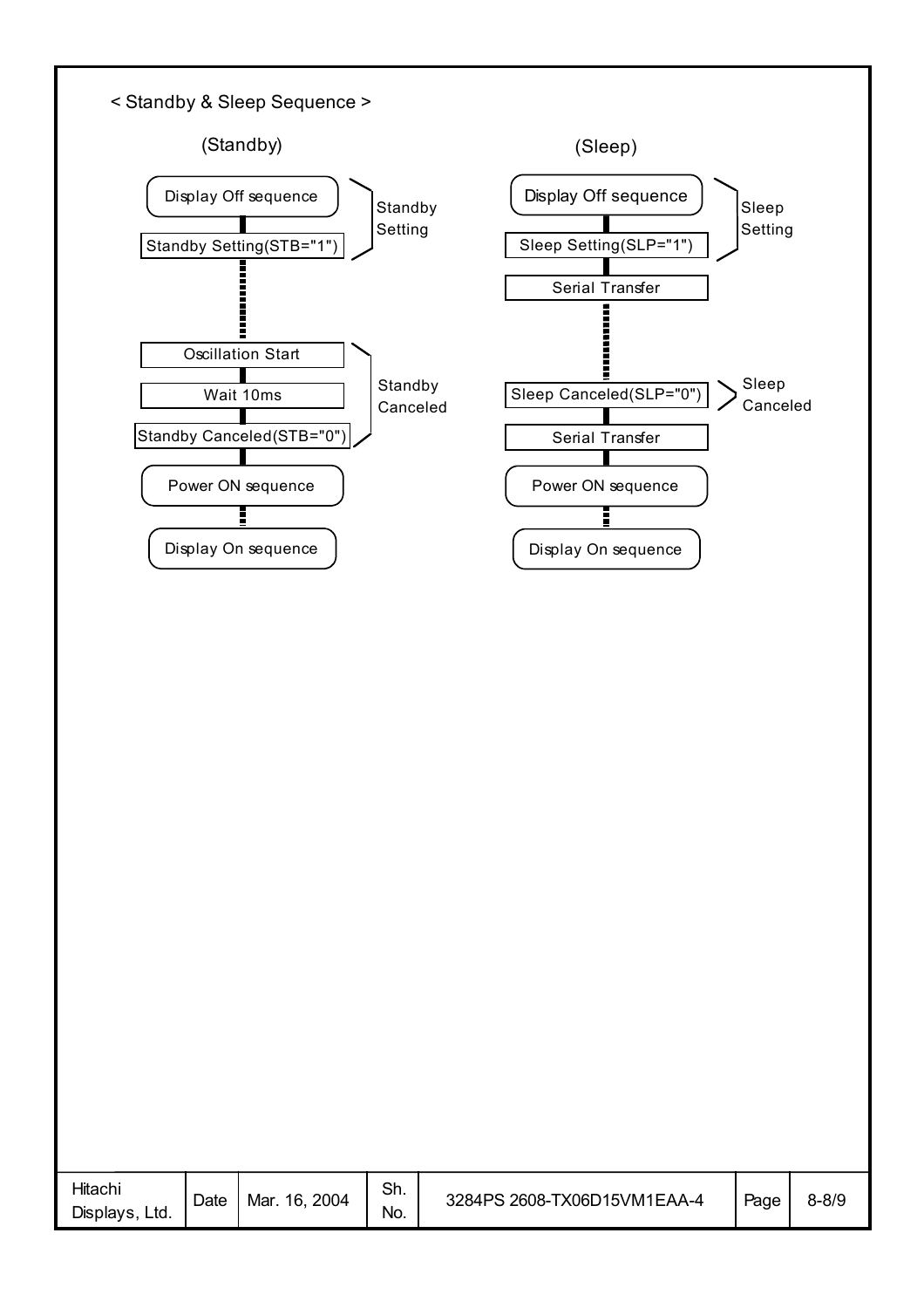< Standby & Sleep Sequence >

(Standby)

- Display Off sequence
- Standby Setting(STB="1")

  } Standby Setting

- Oscillation Start
- Wait 10ms
- Standby Canceled(STB="0")

  } Standby Canceled

- Power ON sequence
- Display On sequence

(Sleep)

- Display Off sequence
- Sleep Setting(SLP="1")

  } Sleep Setting

- Serial Transfer
- Sleep Canceled(SLP="0")

  } Sleep Canceled

- Serial Transfer
- Power ON sequence
- Display On sequence

| Hitachi Displays, Ltd. | Date | Mar. 16, 2004 | Sh. No. | 3284PS 2608-TX06D15VM1EAA-4 | Page | 8-8/9 |
|---|---|---|---|---|---|---|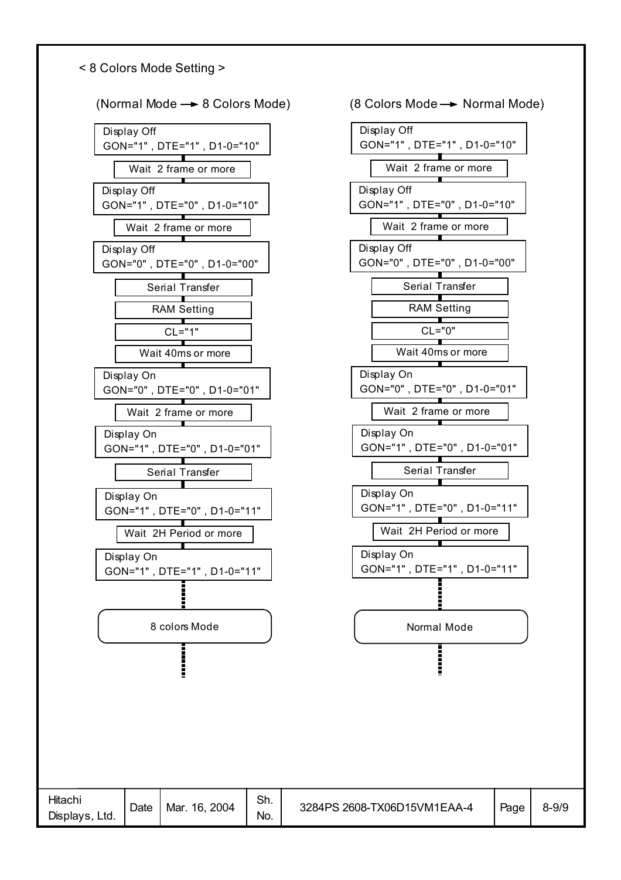## < 8 Colors Mode Setting >

### (Normal Mode → 8 Colors Mode)

1. Display Off
   GON="1" , DTE="1" , D1-0="10"
2. Wait 2 frame or more
3. Display Off
   GON="1" , DTE="0" , D1-0="10"
4. Wait 2 frame or more
5. Display Off
   GON="0" , DTE="0" , D1-0="00"
6. Serial Transfer
7. RAM Setting
8. CL="1"
9. Wait 40ms or more
10. Display On
    GON="0" , DTE="0" , D1-0="01"
11. Wait 2 frame or more
12. Display On
    GON="1" , DTE="0" , D1-0="01"
13. Serial Transfer
14. Display On
    GON="1" , DTE="0" , D1-0="11"
15. Wait 2H Period or more
16. Display On
    GON="1" , DTE="1" , D1-0="11"
17. 8 colors Mode

### (8 Colors Mode → Normal Mode)

1. Display Off
   GON="1" , DTE="1" , D1-0="10"
2. Wait 2 frame or more
3. Display Off
   GON="1" , DTE="0" , D1-0="10"
4. Wait 2 frame or more
5. Display Off
   GON="0" , DTE="0" , D1-0="00"
6. Serial Transfer
7. RAM Setting
8. CL="0"
9. Wait 40ms or more
10. Display On
    GON="0" , DTE="0" , D1-0="01"
11. Wait 2 frame or more
12. Display On
    GON="1" , DTE="0" , D1-0="01"
13. Serial Transfer
14. Display On
    GON="1" , DTE="0" , D1-0="11"
15. Wait 2H Period or more
16. Display On
    GON="1" , DTE="1" , D1-0="11"
17. Normal Mode

| Hitachi Displays, Ltd. | Date | Mar. 16, 2004 | Sh. No. | 3284PS 2608-TX06D15VM1EAA-4 | Page | 8-9/9 |
|---|---|---|---|---|---|---|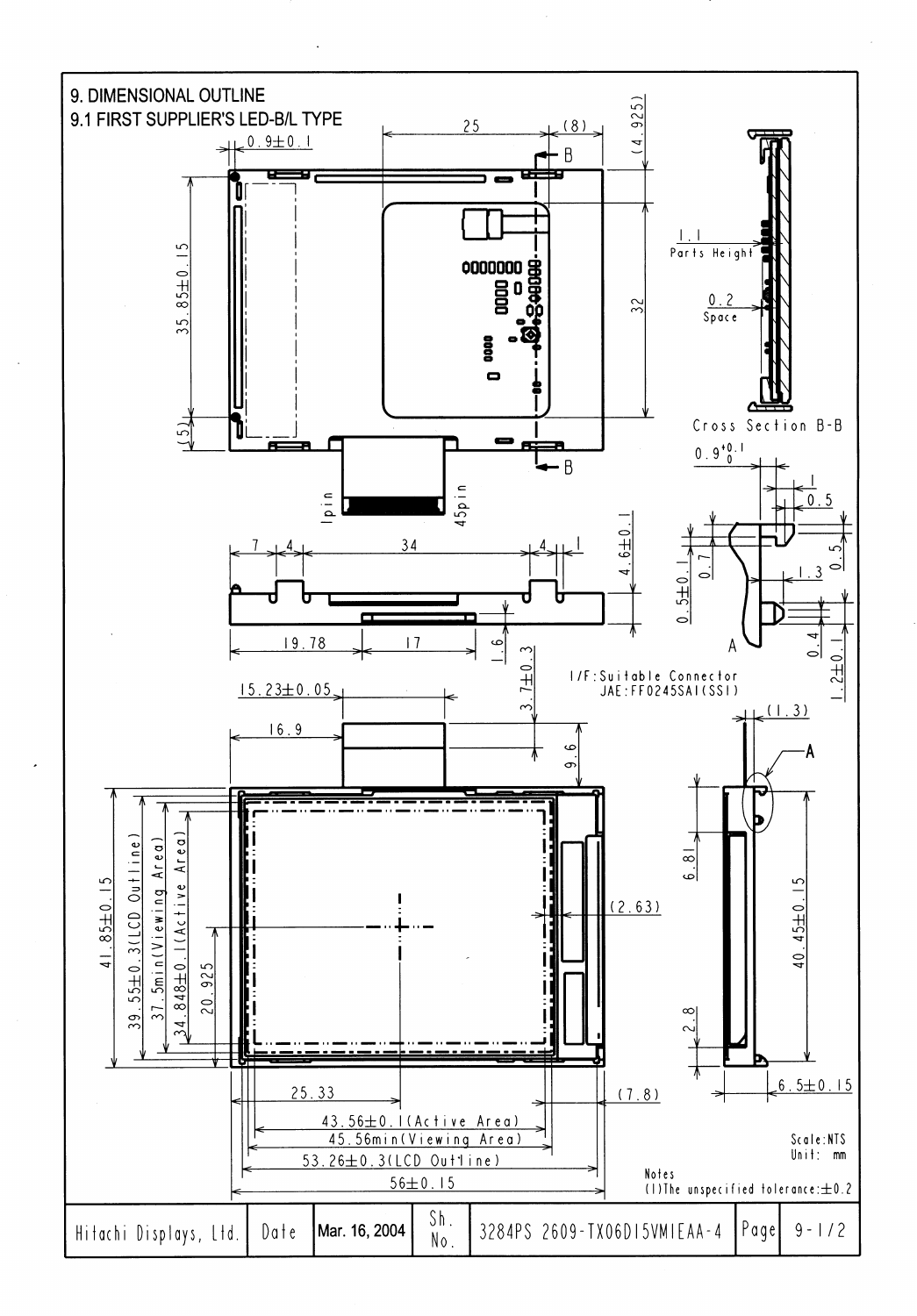# 9. DIMENSIONAL OUTLINE

## 9.1 FIRST SUPPLIER'S LED-B/L TYPE

0.9±0.1

25

(8)

(4.925)

B

35.85±0.15

32

(5)

B

1pin

45pin

1.1 Parts Height

0.2 Space

Cross Section B-B

$0.9^{+0.1}_{0}$

1

0.5

0.5

0.7

0.5±0.1

1.3

0.4

1.2±0.1

A

7 4 34 4 1

4.6±0.1

19.78

17

1.6

3.7±0.3

I/F: Suitable Connector JAE:FF0245SA1(SS1)

15.23±0.05

16.9

9.6

(1.3)

A

41.85±0.15

39.55±0.3(LCD Outline)

37.5min(Viewing Area)

34.848±0.1(Active Area)

20.925

6.81

(2.63)

40.45±0.15

2.8

6.5±0.15

25.33

(7.8)

43.56±0.1(Active Area)

45.56min(Viewing Area)

53.26±0.3(LCD Outline)

56±0.15

Scale:NTS
Unit: mm

Notes
(1)The unspecified tolerance:±0.2

| Hitachi Displays, Ltd. | Date | Mar. 16, 2004 | Sh. No. | 3284PS 2609-TX06D15VM1EAA-4 | Page | 9-1/2 |
|---|---|---|---|---|---|---|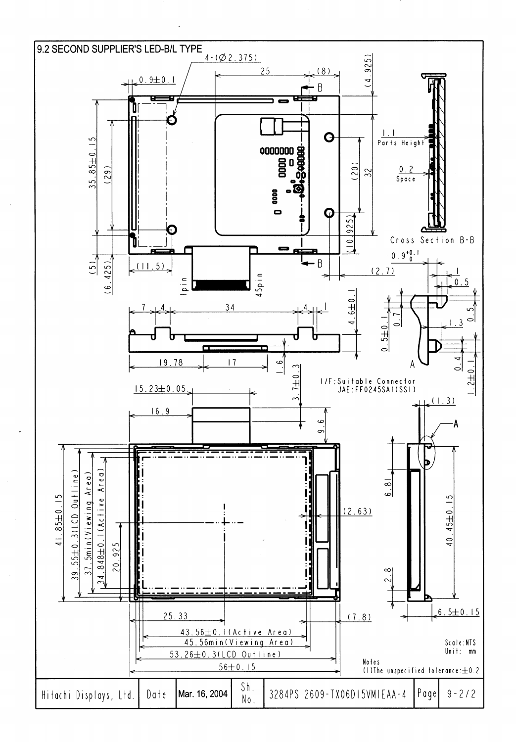## 9.2 SECOND SUPPLIER'S LED-B/L TYPE

4-(Ø2.375)

25 (8) (4.925)

0.9±0.1

B

35.85±0.15 (29)

(20) 32

(10.925)

1.1 Parts Height

0.2 Space

Cross Section B-B

(5) (6.425) (11.5)

1pin 45pin

(2.7)

0.9$^{+0.1}_{0}$

1 0.5

7 4 34 4 1

4.6±0.1

0.5±0.1 0.7

1.3 0.5

19.78 17

1.6

3.7±0.3

A

0.4 1.2±0.1

I/F:Suitable Connector
JAE:FF0245SAI(SSI)

15.23±0.05

16.9

9.6

(1.3)

A

41.85±0.15

39.55±0.3(LCD Outline)

37.5min(Viewing Area)

34.848±0.1(Active Area)

20.925

(2.63)

6.81

40.45±0.15

2.8

6.5±0.15

25.33

(7.8)

43.56±0.1(Active Area)

45.56min(Viewing Area)

53.26±0.3(LCD Outline)

56±0.15

Scale:NTS
Unit: mm

Notes
(1)The unspecified tolerance:±0.2

| Hitachi Displays, Ltd. | Date | Mar. 16, 2004 | Sh. No. | 3284PS 2609-TX06D15VM1EAA-4 | Page | 9-2/2 |
|---|---|---|---|---|---|---|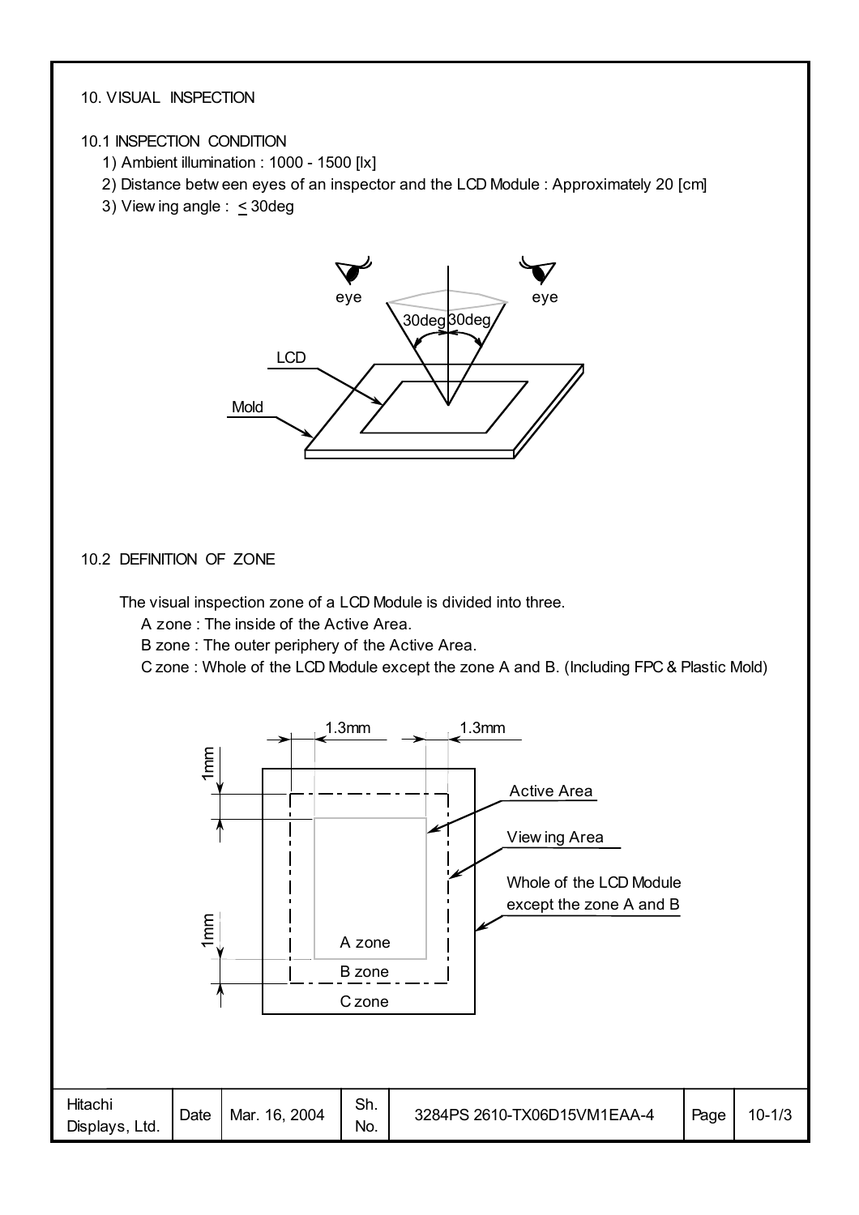## 10. VISUAL INSPECTION

### 10.1 INSPECTION CONDITION

1) Ambient illumination : 1000 - 1500 [lx]
2) Distance between eyes of an inspector and the LCD Module : Approximately 20 [cm]
3) Viewing angle : $\leq$ 30deg

### 10.2 DEFINITION OF ZONE

The visual inspection zone of a LCD Module is divided into three.

A zone : The inside of the Active Area.
B zone : The outer periphery of the Active Area.
C zone : Whole of the LCD Module except the zone A and B. (Including FPC & Plastic Mold)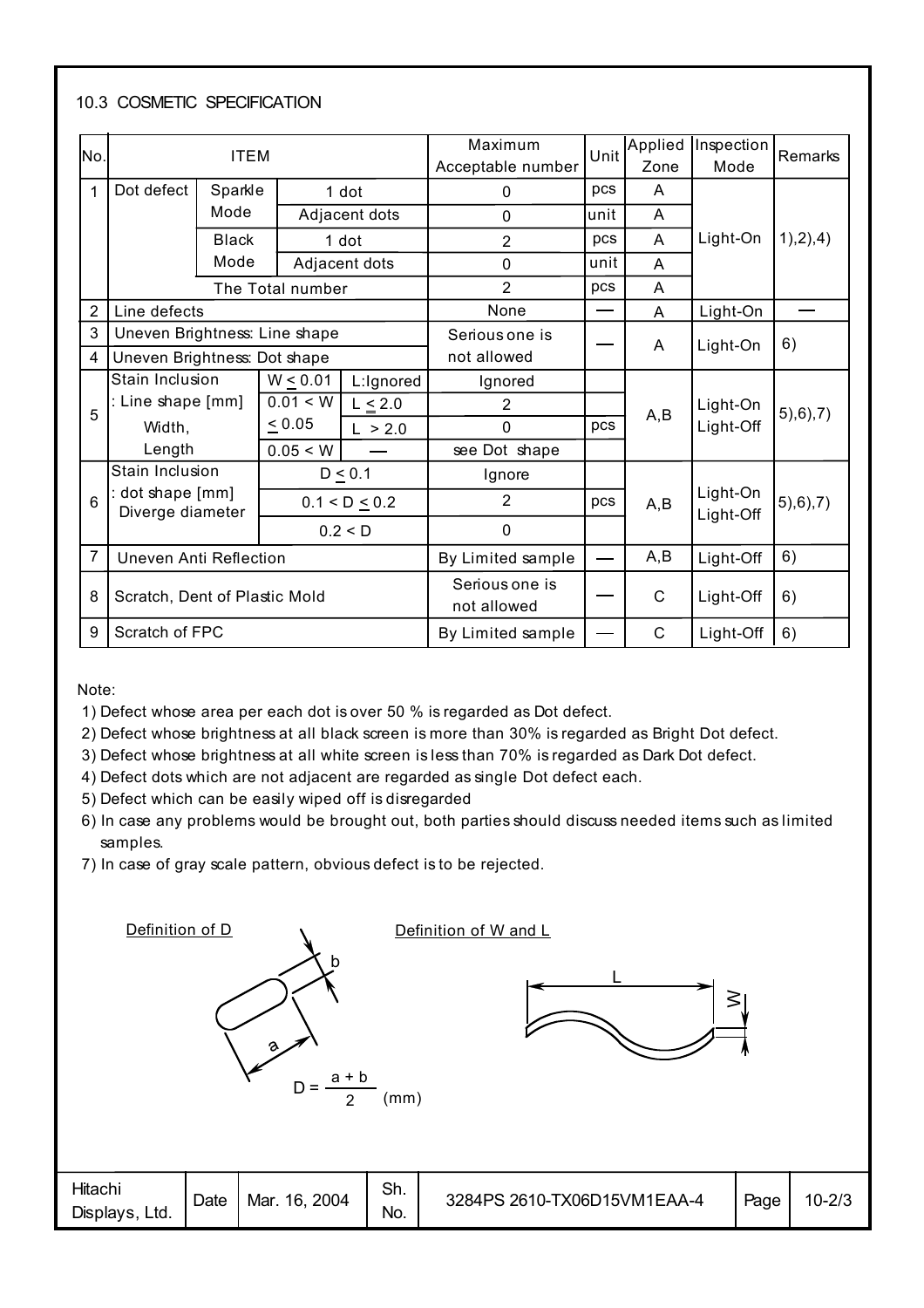## 10.3 COSMETIC SPECIFICATION

| No. | ITEM | | | | Maximum Acceptable number | Unit | Applied Zone | Inspection Mode | Remarks |
|---|---|---|---|---|---|---|---|---|---|
| 1 | Dot defect | Sparkle Mode | 1 dot | | 0 | pcs | A | Light-On | 1),2),4) |
| | | | Adjacent dots | | 0 | unit | A | | |
| | | Black Mode | 1 dot | | 2 | pcs | A | | |
| | | | Adjacent dots | | 0 | unit | A | | |
| | | The Total number | | | 2 | pcs | A | | |
| 2 | Line defects | | | | None | — | A | Light-On | — |
| 3 | Uneven Brightness: Line shape | | | | Serious one is not allowed | — | A | Light-On | 6) |
| 4 | Uneven Brightness: Dot shape | | | | | | | | |
| 5 | Stain Inclusion : Line shape [mm] Width, Length | $W \leq 0.01$ | | L:Ignored | Ignored | pcs | A,B | Light-On Light-Off | 5),6),7) |
| | | $0.01 < W \leq 0.05$ | | $L \leq 2.0$ | 2 | | | | |
| | | | | $L > 2.0$ | 0 | | | | |
| | | $0.05 < W$ | | — | see Dot shape | | | | |
| 6 | Stain Inclusion : dot shape [mm] Diverge diameter | $D \leq 0.1$ | | | Ignore | pcs | A,B | Light-On Light-Off | 5),6),7) |
| | | $0.1 < D \leq 0.2$ | | | 2 | | | | |
| | | $0.2 < D$ | | | 0 | | | | |
| 7 | Uneven Anti Reflection | | | | By Limited sample | — | A,B | Light-Off | 6) |
| 8 | Scratch, Dent of Plastic Mold | | | | Serious one is not allowed | — | C | Light-Off | 6) |
| 9 | Scratch of FPC | | | | By Limited sample | — | C | Light-Off | 6) |

Note:

1) Defect whose area per each dot is over 50 % is regarded as Dot defect.
2) Defect whose brightness at all black screen is more than 30% is regarded as Bright Dot defect.
3) Defect whose brightness at all white screen is less than 70% is regarded as Dark Dot defect.
4) Defect dots which are not adjacent are regarded as single Dot defect each.
5) Defect which can be easily wiped off is disregarded
6) In case any problems would be brought out, both parties should discuss needed items such as limited samples.
7) In case of gray scale pattern, obvious defect is to be rejected.

Definition of D

$$D = \frac{a + b}{2} \text{ (mm)}$$

Definition of W and L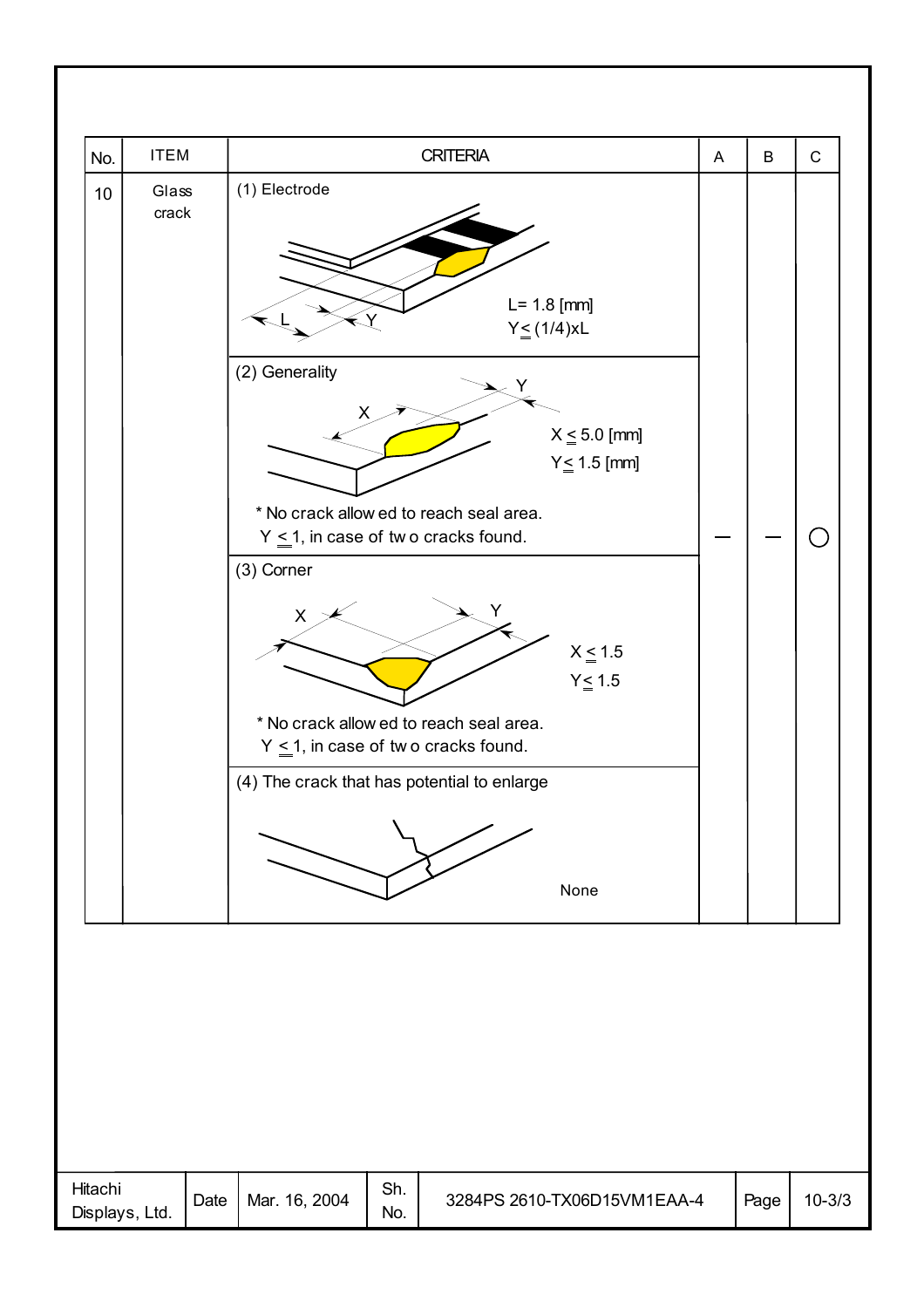| No. | ITEM | CRITERIA | A | B | C |
|---|---|---|---|---|---|
| 10 | Glass crack | (1) Electrode<br>L= 1.8 [mm]<br>Y ≤ (1/4)xL | | | |
| | | (2) Generality<br>X ≤ 5.0 [mm]<br>Y ≤ 1.5 [mm]<br>* No crack allowed to reach seal area.<br>Y ≤ 1, in case of two cracks found. | — | — | ○ |
| | | (3) Corner<br>X ≤ 1.5<br>Y ≤ 1.5<br>* No crack allowed to reach seal area.<br>Y ≤ 1, in case of two cracks found. | | | |
| | | (4) The crack that has potential to enlarge<br>None | | | |

| Hitachi Displays, Ltd. | Date | Mar. 16, 2004 | Sh. No. | 3284PS 2610-TX06D15VM1EAA-4 | Page | 10-3/3 |
|---|---|---|---|---|---|---|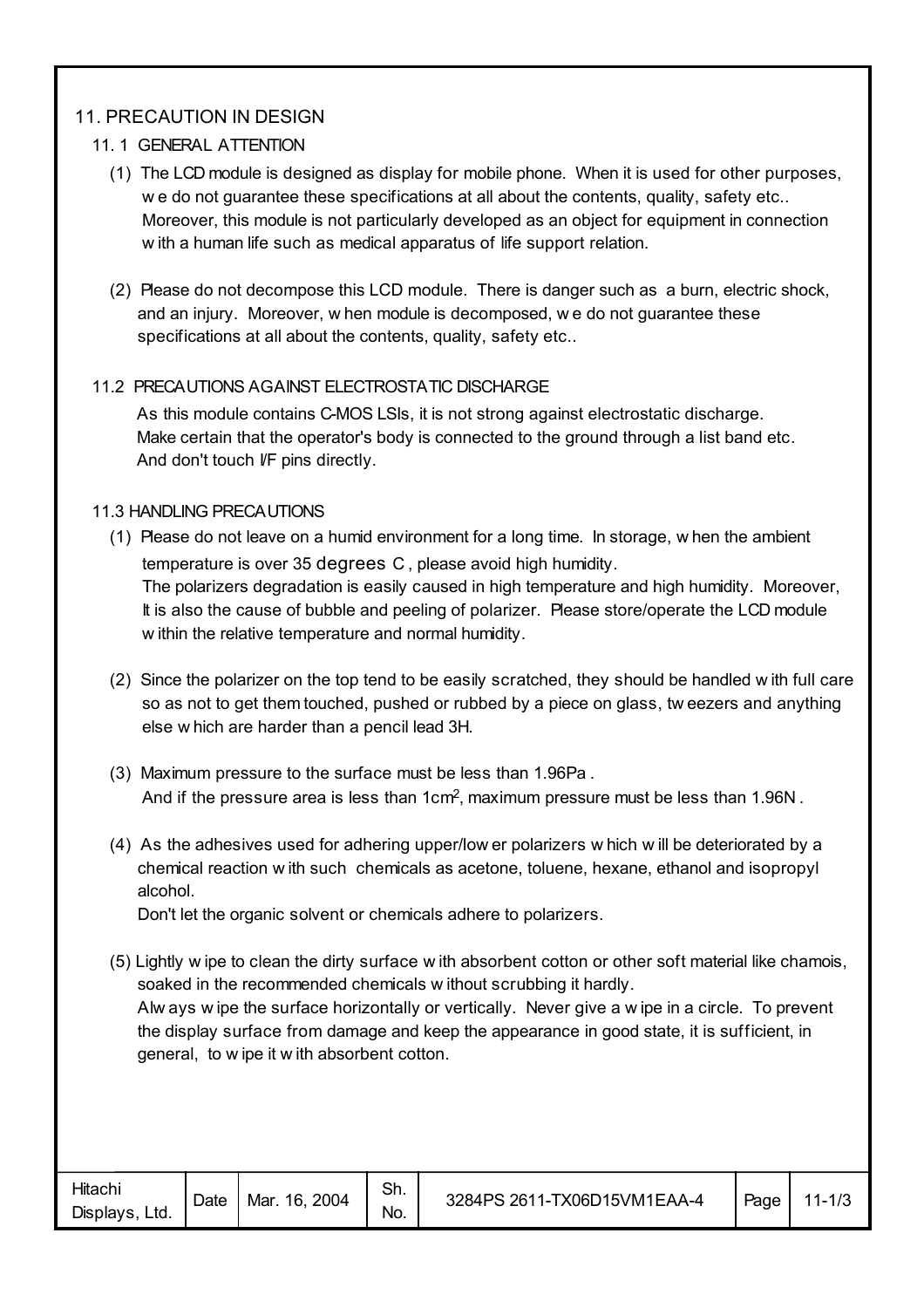## 11. PRECAUTION IN DESIGN

### 11. 1 GENERAL ATTENTION

(1) The LCD module is designed as display for mobile phone. When it is used for other purposes, we do not guarantee these specifications at all about the contents, quality, safety etc.. Moreover, this module is not particularly developed as an object for equipment in connection with a human life such as medical apparatus of life support relation.

(2) Please do not decompose this LCD module. There is danger such as a burn, electric shock, and an injury. Moreover, when module is decomposed, we do not guarantee these specifications at all about the contents, quality, safety etc..

### 11.2 PRECAUTIONS AGAINST ELECTROSTATIC DISCHARGE

As this module contains C-MOS LSIs, it is not strong against electrostatic discharge. Make certain that the operator's body is connected to the ground through a list band etc. And don't touch I/F pins directly.

### 11.3 HANDLING PRECAUTIONS

(1) Please do not leave on a humid environment for a long time. In storage, when the ambient temperature is over 35 degrees C , please avoid high humidity.
The polarizers degradation is easily caused in high temperature and high humidity. Moreover, It is also the cause of bubble and peeling of polarizer. Please store/operate the LCD module within the relative temperature and normal humidity.

(2) Since the polarizer on the top tend to be easily scratched, they should be handled with full care so as not to get them touched, pushed or rubbed by a piece on glass, tweezers and anything else which are harder than a pencil lead 3H.

(3) Maximum pressure to the surface must be less than 1.96Pa .
And if the pressure area is less than 1cm$^2$, maximum pressure must be less than 1.96N .

(4) As the adhesives used for adhering upper/lower polarizers which will be deteriorated by a chemical reaction with such chemicals as acetone, toluene, hexane, ethanol and isopropyl alcohol.
Don't let the organic solvent or chemicals adhere to polarizers.

(5) Lightly wipe to clean the dirty surface with absorbent cotton or other soft material like chamois, soaked in the recommended chemicals without scrubbing it hardly.
Always wipe the surface horizontally or vertically. Never give a wipe in a circle. To prevent the display surface from damage and keep the appearance in good state, it is sufficient, in general, to wipe it with absorbent cotton.

| Hitachi Displays, Ltd. | Date | Mar. 16, 2004 | Sh. No. | 3284PS 2611-TX06D15VM1EAA-4 | Page | 11-1/3 |
|---|---|---|---|---|---|---|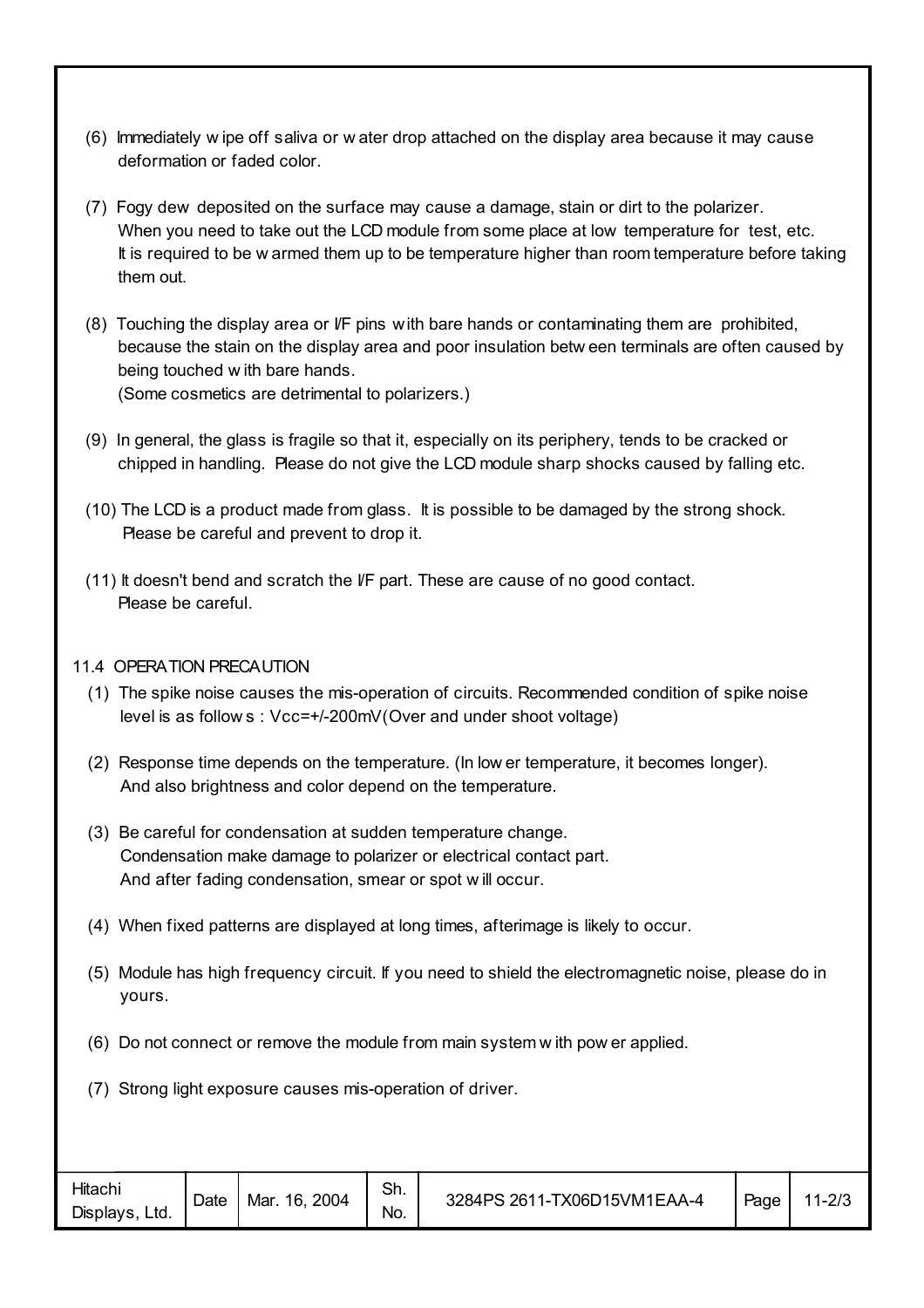(6) Immediately wipe off saliva or water drop attached on the display area because it may cause deformation or faded color.

(7) Fogy dew deposited on the surface may cause a damage, stain or dirt to the polarizer. When you need to take out the LCD module from some place at low temperature for test, etc. It is required to be warmed them up to be temperature higher than room temperature before taking them out.

(8) Touching the display area or I/F pins with bare hands or contaminating them are prohibited, because the stain on the display area and poor insulation between terminals are often caused by being touched with bare hands.
(Some cosmetics are detrimental to polarizers.)

(9) In general, the glass is fragile so that it, especially on its periphery, tends to be cracked or chipped in handling. Please do not give the LCD module sharp shocks caused by falling etc.

(10) The LCD is a product made from glass. It is possible to be damaged by the strong shock. Please be careful and prevent to drop it.

(11) It doesn't bend and scratch the I/F part. These are cause of no good contact. Please be careful.

## 11.4 OPERATION PRECAUTION

(1) The spike noise causes the mis-operation of circuits. Recommended condition of spike noise level is as follows : Vcc=+/-200mV(Over and under shoot voltage)

(2) Response time depends on the temperature. (In lower temperature, it becomes longer). And also brightness and color depend on the temperature.

(3) Be careful for condensation at sudden temperature change. Condensation make damage to polarizer or electrical contact part. And after fading condensation, smear or spot will occur.

(4) When fixed patterns are displayed at long times, afterimage is likely to occur.

(5) Module has high frequency circuit. If you need to shield the electromagnetic noise, please do in yours.

(6) Do not connect or remove the module from main system with power applied.

(7) Strong light exposure causes mis-operation of driver.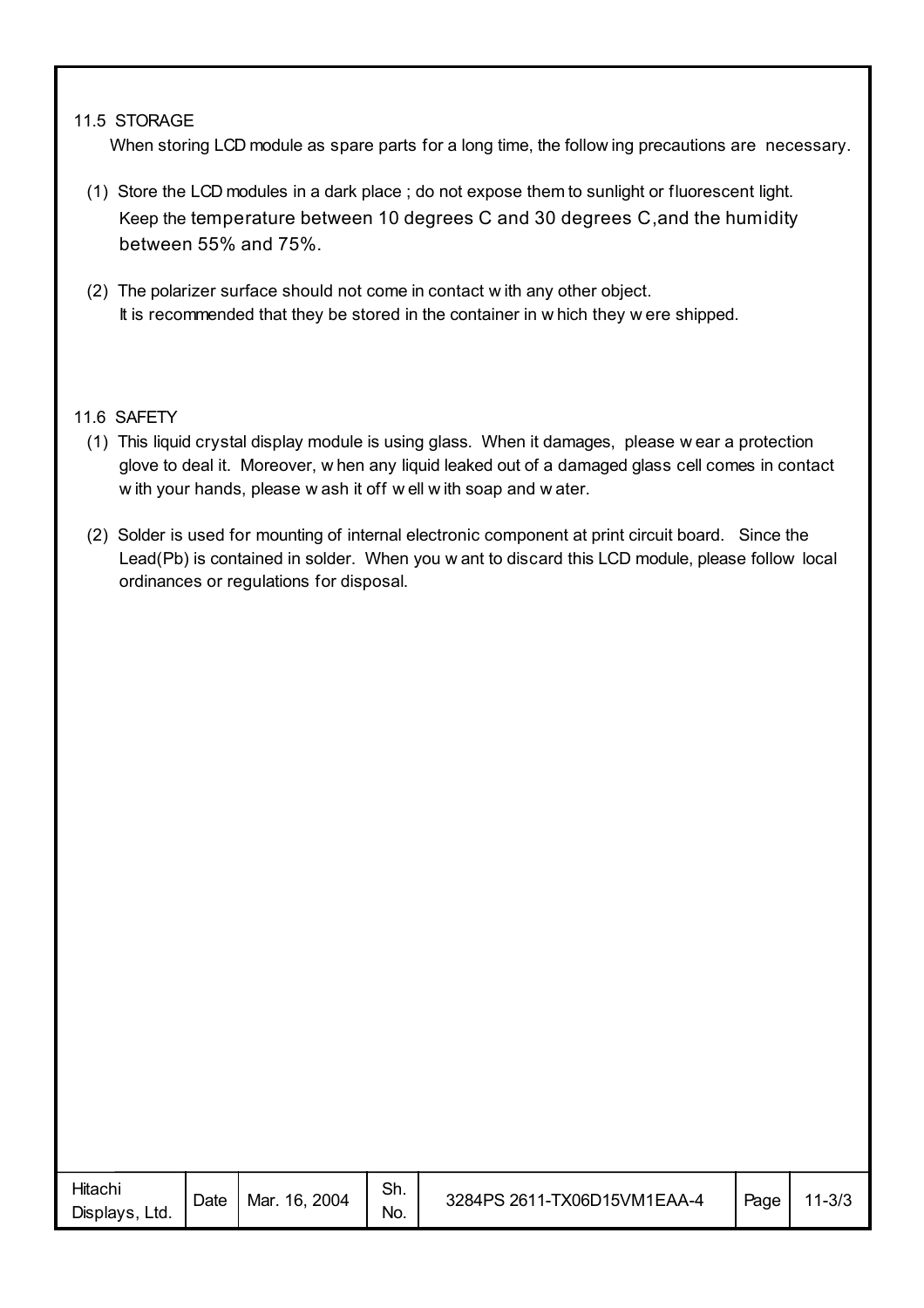### 11.5 STORAGE

When storing LCD module as spare parts for a long time, the following precautions are necessary.

(1) Store the LCD modules in a dark place ; do not expose them to sunlight or fluorescent light. Keep the temperature between 10 degrees C and 30 degrees C,and the humidity between 55% and 75%.

(2) The polarizer surface should not come in contact with any other object. It is recommended that they be stored in the container in which they were shipped.

### 11.6 SAFETY

(1) This liquid crystal display module is using glass. When it damages, please wear a protection glove to deal it. Moreover, when any liquid leaked out of a damaged glass cell comes in contact with your hands, please wash it off well with soap and water.

(2) Solder is used for mounting of internal electronic component at print circuit board. Since the Lead(Pb) is contained in solder. When you want to discard this LCD module, please follow local ordinances or regulations for disposal.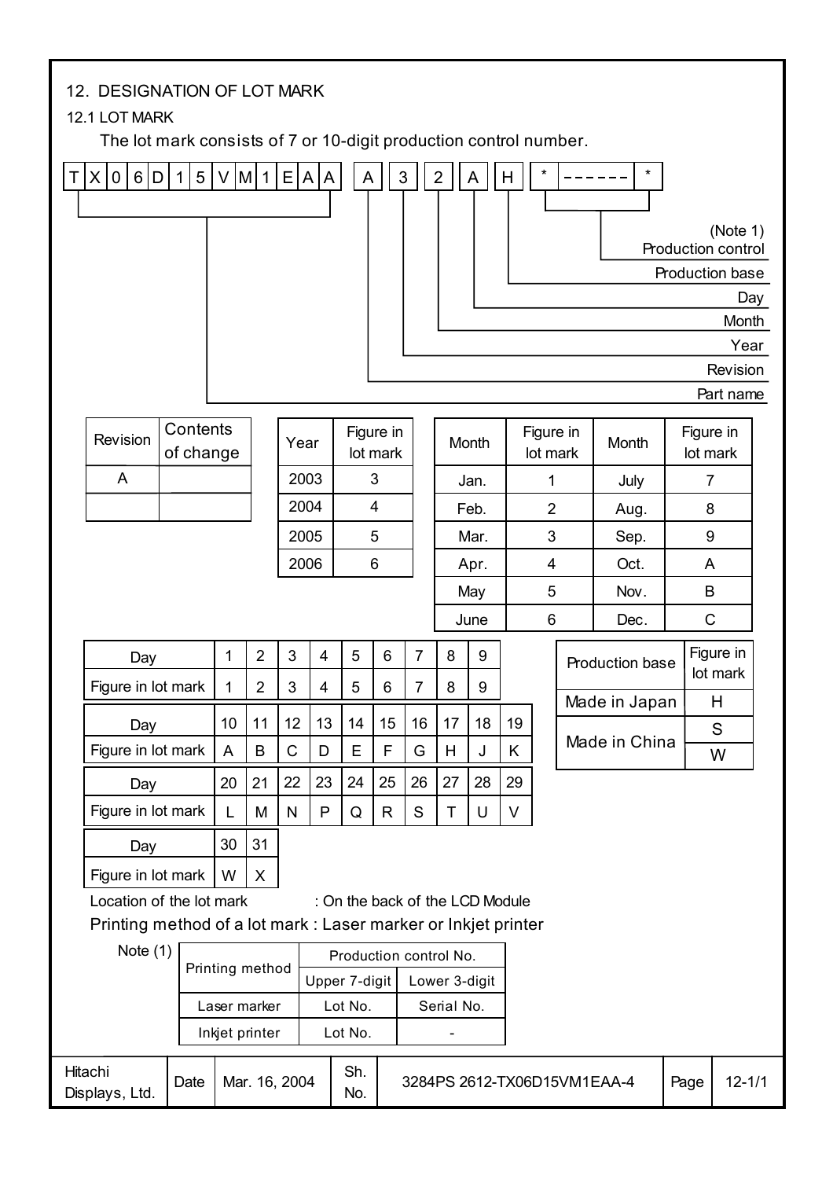## 12. DESIGNATION OF LOT MARK

### 12.1 LOT MARK

The lot mark consists of 7 or 10-digit production control number.

| T | X | 0 | 6 | D | 1 | 5 | V | M | 1 | E | A | A | | A | | 3 | | 2 | | A | | H | | * | ------ | * |
|---|---|---|---|---|---|---|---|---|---|---|---|---|---|---|---|---|---|---|---|---|---|---|---|---|---|---|

- TX06D15VM1EAA: Part name
- A: Revision
- 3: Year
- 2: Month
- A: Day
- H: Production base
- *------*: (Note 1) Production control

| Revision | Contents of change |
|---|---|
| A | |
| | |

| Year | Figure in lot mark |
|---|---|
| 2003 | 3 |
| 2004 | 4 |
| 2005 | 5 |
| 2006 | 6 |

| Month | Figure in lot mark | Month | Figure in lot mark |
|---|---|---|---|
| Jan. | 1 | July | 7 |
| Feb. | 2 | Aug. | 8 |
| Mar. | 3 | Sep. | 9 |
| Apr. | 4 | Oct. | A |
| May | 5 | Nov. | B |
| June | 6 | Dec. | C |

| Day | 1 | 2 | 3 | 4 | 5 | 6 | 7 | 8 | 9 | |
|---|---|---|---|---|---|---|---|---|---|---|
| Figure in lot mark | 1 | 2 | 3 | 4 | 5 | 6 | 7 | 8 | 9 | |
| Day | 10 | 11 | 12 | 13 | 14 | 15 | 16 | 17 | 18 | 19 |
| Figure in lot mark | A | B | C | D | E | F | G | H | J | K |
| Day | 20 | 21 | 22 | 23 | 24 | 25 | 26 | 27 | 28 | 29 |
| Figure in lot mark | L | M | N | P | Q | R | S | T | U | V |
| Day | 30 | 31 | | | | | | | | |
| Figure in lot mark | W | X | | | | | | | | |

| Production base | Figure in lot mark |
|---|---|
| Made in Japan | H |
| Made in China | S |
| | W |

Location of the lot mark : On the back of the LCD Module

Printing method of a lot mark : Laser marker or Inkjet printer

Note (1)

| Printing method | Production control No. | |
|---|---|---|
| | Upper 7-digit | Lower 3-digit |
| Laser marker | Lot No. | Serial No. |
| Inkjet printer | Lot No. | - |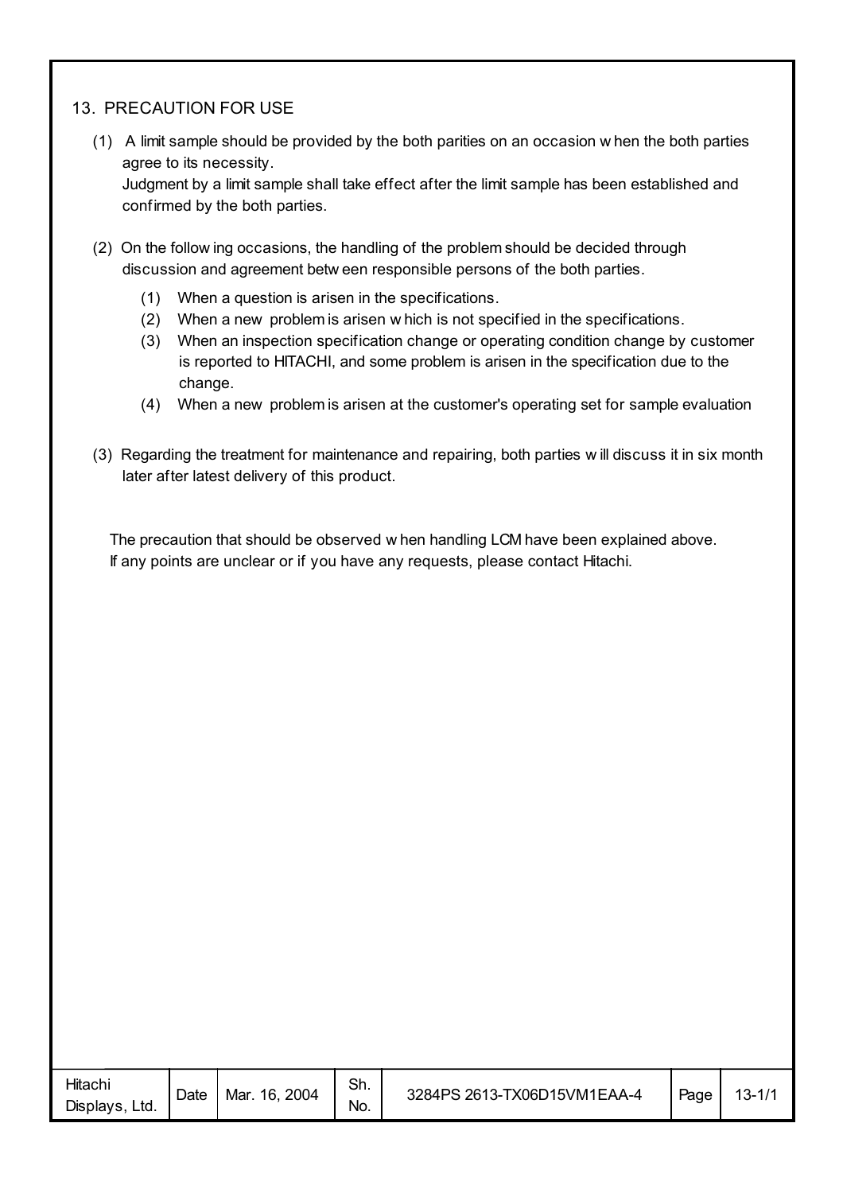## 13. PRECAUTION FOR USE

(1) A limit sample should be provided by the both parities on an occasion when the both parties agree to its necessity.
Judgment by a limit sample shall take effect after the limit sample has been established and confirmed by the both parties.

(2) On the following occasions, the handling of the problem should be decided through discussion and agreement between responsible persons of the both parties.

   (1) When a question is arisen in the specifications.
   (2) When a new problem is arisen which is not specified in the specifications.
   (3) When an inspection specification change or operating condition change by customer is reported to HITACHI, and some problem is arisen in the specification due to the change.
   (4) When a new problem is arisen at the customer's operating set for sample evaluation

(3) Regarding the treatment for maintenance and repairing, both parties will discuss it in six month later after latest delivery of this product.

The precaution that should be observed when handling LCM have been explained above.
If any points are unclear or if you have any requests, please contact Hitachi.